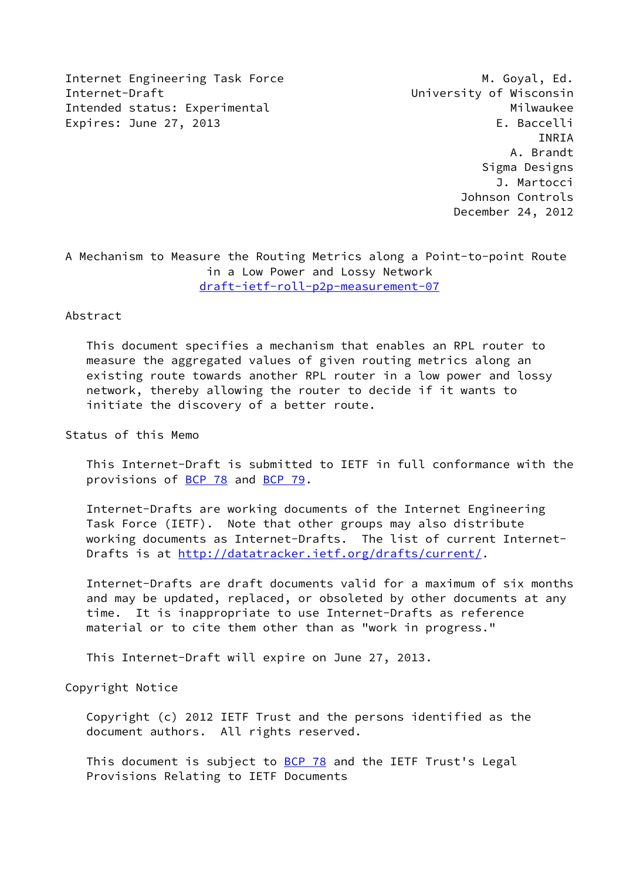Internet Engineering Task Force
Internet-Draft
Intended status: Experimental
Expires: June 27, 2013

M. Goyal, Ed.
University of Wisconsin Milwaukee
E. Baccelli
INRIA
A. Brandt
Sigma Designs
J. Martocci
Johnson Controls
December 24, 2012

# A Mechanism to Measure the Routing Metrics along a Point-to-point Route in a Low Power and Lossy Network

draft-ietf-roll-p2p-measurement-07

## Abstract

This document specifies a mechanism that enables an RPL router to measure the aggregated values of given routing metrics along an existing route towards another RPL router in a low power and lossy network, thereby allowing the router to decide if it wants to initiate the discovery of a better route.

## Status of this Memo

This Internet-Draft is submitted to IETF in full conformance with the provisions of BCP 78 and BCP 79.

Internet-Drafts are working documents of the Internet Engineering Task Force (IETF). Note that other groups may also distribute working documents as Internet-Drafts. The list of current Internet-Drafts is at http://datatracker.ietf.org/drafts/current/.

Internet-Drafts are draft documents valid for a maximum of six months and may be updated, replaced, or obsoleted by other documents at any time. It is inappropriate to use Internet-Drafts as reference material or to cite them other than as "work in progress."

This Internet-Draft will expire on June 27, 2013.

## Copyright Notice

Copyright (c) 2012 IETF Trust and the persons identified as the document authors. All rights reserved.

This document is subject to BCP 78 and the IETF Trust's Legal Provisions Relating to IETF Documents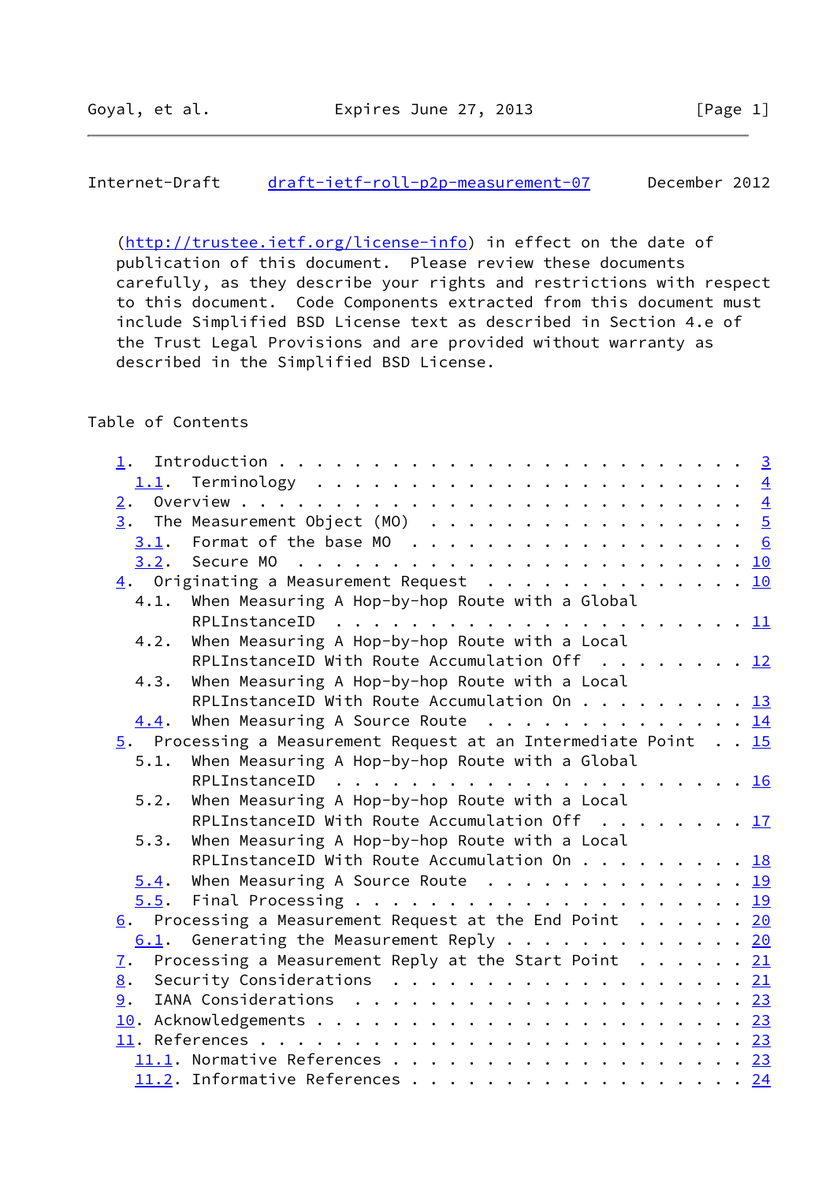(http://trustee.ietf.org/license-info) in effect on the date of publication of this document. Please review these documents carefully, as they describe your rights and restrictions with respect to this document. Code Components extracted from this document must include Simplified BSD License text as described in Section 4.e of the Trust Legal Provisions and are provided without warranty as described in the Simplified BSD License.

## Table of Contents

```
   1.  Introduction . . . . . . . . . . . . . . . . . . . . . . . .   3
     1.1.  Terminology  . . . . . . . . . . . . . . . . . . . . . .   4
   2.  Overview . . . . . . . . . . . . . . . . . . . . . . . . . .   4
   3.  The Measurement Object (MO)  . . . . . . . . . . . . . . . .   5
     3.1.  Format of the base MO  . . . . . . . . . . . . . . . . .   6
     3.2.  Secure MO  . . . . . . . . . . . . . . . . . . . . . . .  10
   4.  Originating a Measurement Request  . . . . . . . . . . . . .  10
     4.1.  When Measuring A Hop-by-hop Route with a Global
           RPLInstanceID  . . . . . . . . . . . . . . . . . . . . .  11
     4.2.  When Measuring A Hop-by-hop Route with a Local
           RPLInstanceID With Route Accumulation Off  . . . . . . .  12
     4.3.  When Measuring A Hop-by-hop Route with a Local
           RPLInstanceID With Route Accumulation On . . . . . . . .  13
     4.4.  When Measuring A Source Route  . . . . . . . . . . . . .  14
   5.  Processing a Measurement Request at an Intermediate Point  .  15
     5.1.  When Measuring A Hop-by-hop Route with a Global
           RPLInstanceID  . . . . . . . . . . . . . . . . . . . . .  16
     5.2.  When Measuring A Hop-by-hop Route with a Local
           RPLInstanceID With Route Accumulation Off  . . . . . . .  17
     5.3.  When Measuring A Hop-by-hop Route with a Local
           RPLInstanceID With Route Accumulation On . . . . . . . .  18
     5.4.  When Measuring A Source Route  . . . . . . . . . . . . .  19
     5.5.  Final Processing . . . . . . . . . . . . . . . . . . . .  19
   6.  Processing a Measurement Request at the End Point  . . . . .  20
     6.1.  Generating the Measurement Reply . . . . . . . . . . . .  20
   7.  Processing a Measurement Reply at the Start Point  . . . . .  21
   8.  Security Considerations  . . . . . . . . . . . . . . . . . .  21
   9.  IANA Considerations  . . . . . . . . . . . . . . . . . . . .  23
   10. Acknowledgements . . . . . . . . . . . . . . . . . . . . . .  23
   11. References . . . . . . . . . . . . . . . . . . . . . . . . .  23
     11.1. Normative References . . . . . . . . . . . . . . . . . .  23
     11.2. Informative References . . . . . . . . . . . . . . . . .  24
```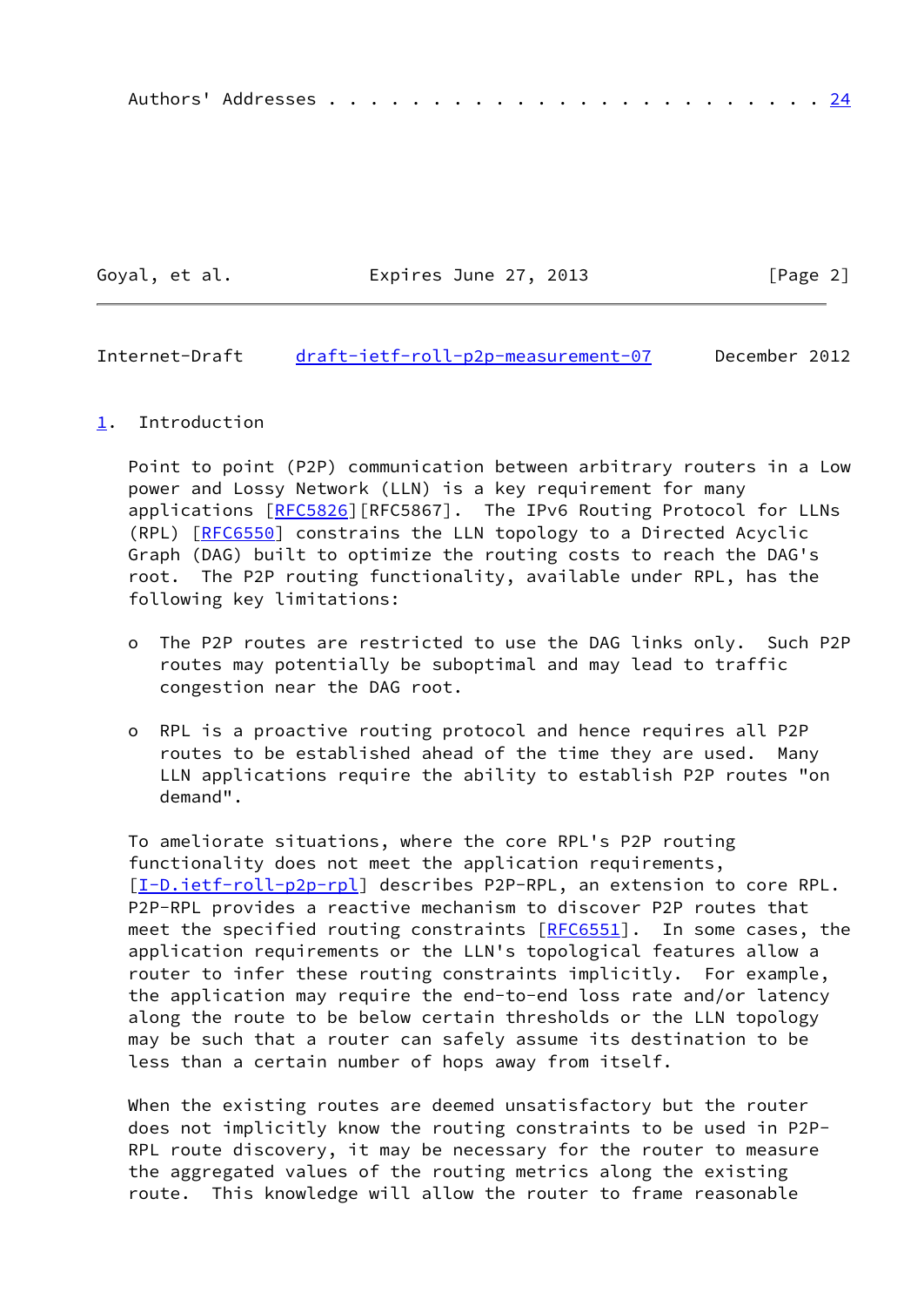Authors' Addresses . . . . . . . . . . . . . . . . . . . . . . . . 24

## 1. Introduction

Point to point (P2P) communication between arbitrary routers in a Low power and Lossy Network (LLN) is a key requirement for many applications [RFC5826][RFC5867]. The IPv6 Routing Protocol for LLNs (RPL) [RFC6550] constrains the LLN topology to a Directed Acyclic Graph (DAG) built to optimize the routing costs to reach the DAG's root. The P2P routing functionality, available under RPL, has the following key limitations:

- The P2P routes are restricted to use the DAG links only. Such P2P routes may potentially be suboptimal and may lead to traffic congestion near the DAG root.

- RPL is a proactive routing protocol and hence requires all P2P routes to be established ahead of the time they are used. Many LLN applications require the ability to establish P2P routes "on demand".

To ameliorate situations, where the core RPL's P2P routing functionality does not meet the application requirements, [I-D.ietf-roll-p2p-rpl] describes P2P-RPL, an extension to core RPL. P2P-RPL provides a reactive mechanism to discover P2P routes that meet the specified routing constraints [RFC6551]. In some cases, the application requirements or the LLN's topological features allow a router to infer these routing constraints implicitly. For example, the application may require the end-to-end loss rate and/or latency along the route to be below certain thresholds or the LLN topology may be such that a router can safely assume its destination to be less than a certain number of hops away from itself.

When the existing routes are deemed unsatisfactory but the router does not implicitly know the routing constraints to be used in P2P-RPL route discovery, it may be necessary for the router to measure the aggregated values of the routing metrics along the existing route. This knowledge will allow the router to frame reasonable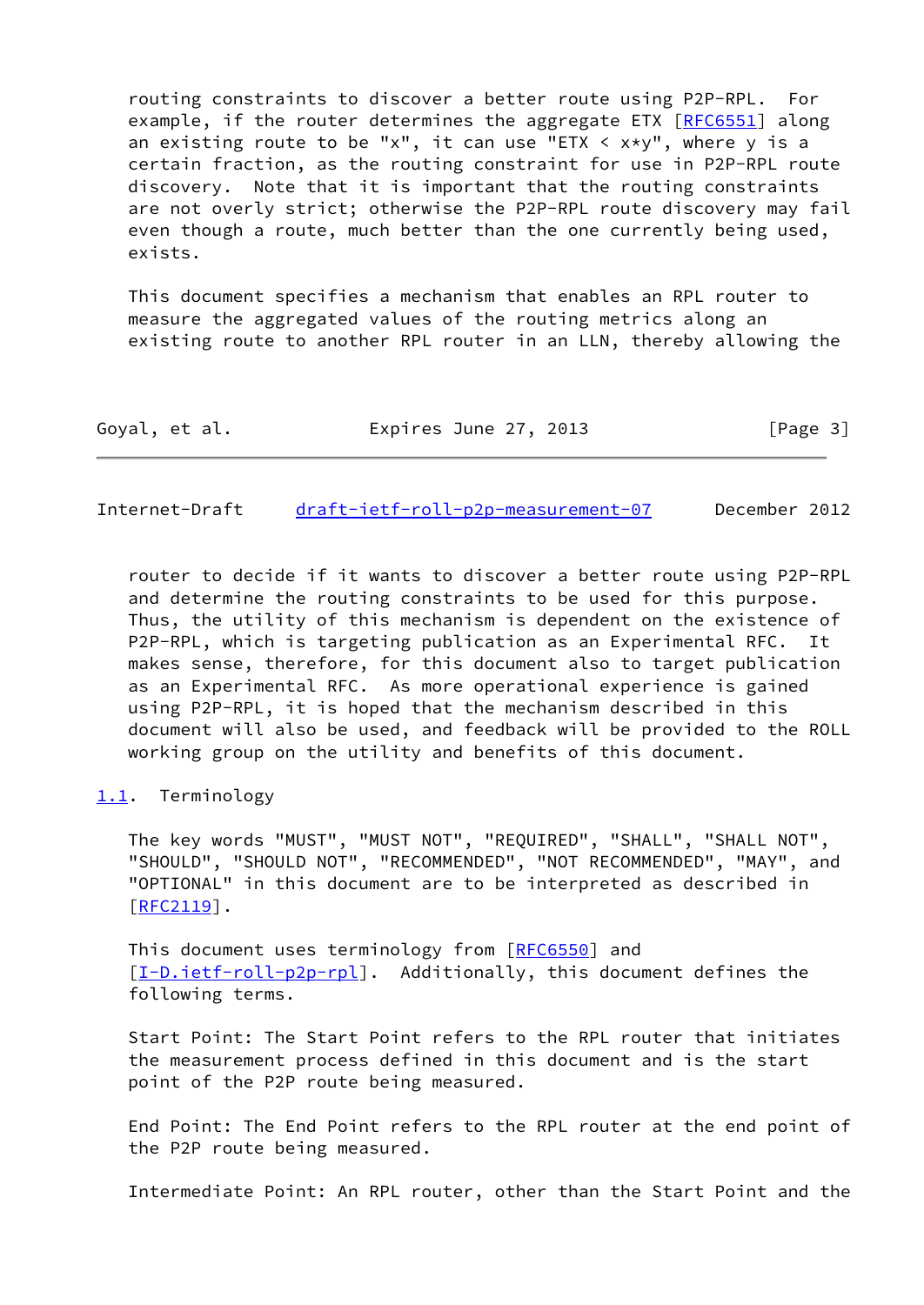routing constraints to discover a better route using P2P-RPL. For example, if the router determines the aggregate ETX [RFC6551] along an existing route to be "x", it can use "ETX < x*y", where y is a certain fraction, as the routing constraint for use in P2P-RPL route discovery. Note that it is important that the routing constraints are not overly strict; otherwise the P2P-RPL route discovery may fail even though a route, much better than the one currently being used, exists.

This document specifies a mechanism that enables an RPL router to measure the aggregated values of the routing metrics along an existing route to another RPL router in an LLN, thereby allowing the router to decide if it wants to discover a better route using P2P-RPL and determine the routing constraints to be used for this purpose. Thus, the utility of this mechanism is dependent on the existence of P2P-RPL, which is targeting publication as an Experimental RFC. It makes sense, therefore, for this document also to target publication as an Experimental RFC. As more operational experience is gained using P2P-RPL, it is hoped that the mechanism described in this document will also be used, and feedback will be provided to the ROLL working group on the utility and benefits of this document.

## 1.1. Terminology

The key words "MUST", "MUST NOT", "REQUIRED", "SHALL", "SHALL NOT", "SHOULD", "SHOULD NOT", "RECOMMENDED", "NOT RECOMMENDED", "MAY", and "OPTIONAL" in this document are to be interpreted as described in [RFC2119].

This document uses terminology from [RFC6550] and [I-D.ietf-roll-p2p-rpl]. Additionally, this document defines the following terms.

Start Point: The Start Point refers to the RPL router that initiates the measurement process defined in this document and is the start point of the P2P route being measured.

End Point: The End Point refers to the RPL router at the end point of the P2P route being measured.

Intermediate Point: An RPL router, other than the Start Point and the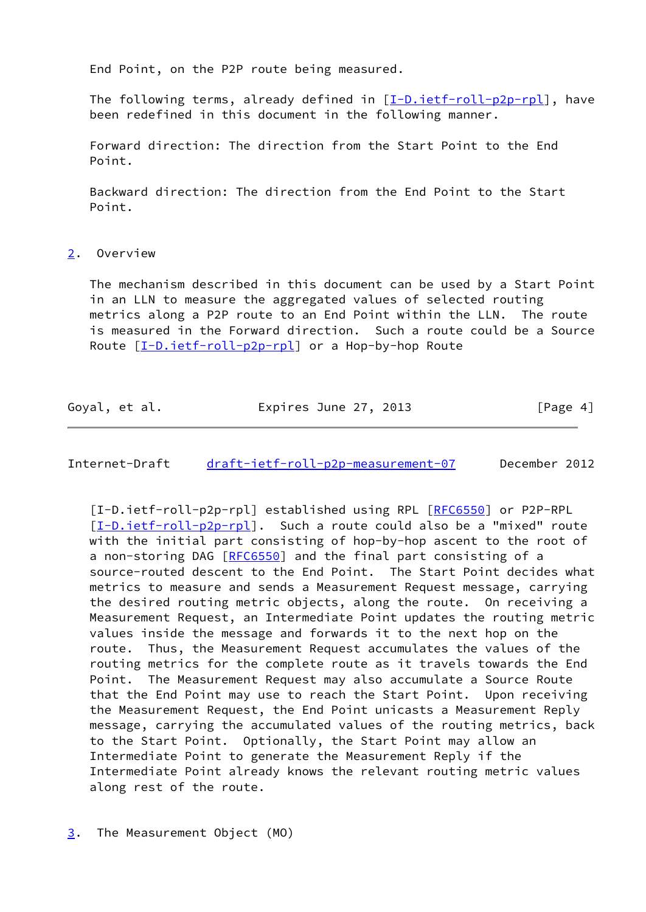End Point, on the P2P route being measured.

The following terms, already defined in [I-D.ietf-roll-p2p-rpl], have been redefined in this document in the following manner.

Forward direction: The direction from the Start Point to the End Point.

Backward direction: The direction from the End Point to the Start Point.

## 2. Overview

The mechanism described in this document can be used by a Start Point in an LLN to measure the aggregated values of selected routing metrics along a P2P route to an End Point within the LLN. The route is measured in the Forward direction. Such a route could be a Source Route [I-D.ietf-roll-p2p-rpl] or a Hop-by-hop Route [I-D.ietf-roll-p2p-rpl] established using RPL [RFC6550] or P2P-RPL [I-D.ietf-roll-p2p-rpl]. Such a route could also be a "mixed" route with the initial part consisting of hop-by-hop ascent to the root of a non-storing DAG [RFC6550] and the final part consisting of a source-routed descent to the End Point. The Start Point decides what metrics to measure and sends a Measurement Request message, carrying the desired routing metric objects, along the route. On receiving a Measurement Request, an Intermediate Point updates the routing metric values inside the message and forwards it to the next hop on the route. Thus, the Measurement Request accumulates the values of the routing metrics for the complete route as it travels towards the End Point. The Measurement Request may also accumulate a Source Route that the End Point may use to reach the Start Point. Upon receiving the Measurement Request, the End Point unicasts a Measurement Reply message, carrying the accumulated values of the routing metrics, back to the Start Point. Optionally, the Start Point may allow an Intermediate Point to generate the Measurement Reply if the Intermediate Point already knows the relevant routing metric values along rest of the route.

## 3. The Measurement Object (MO)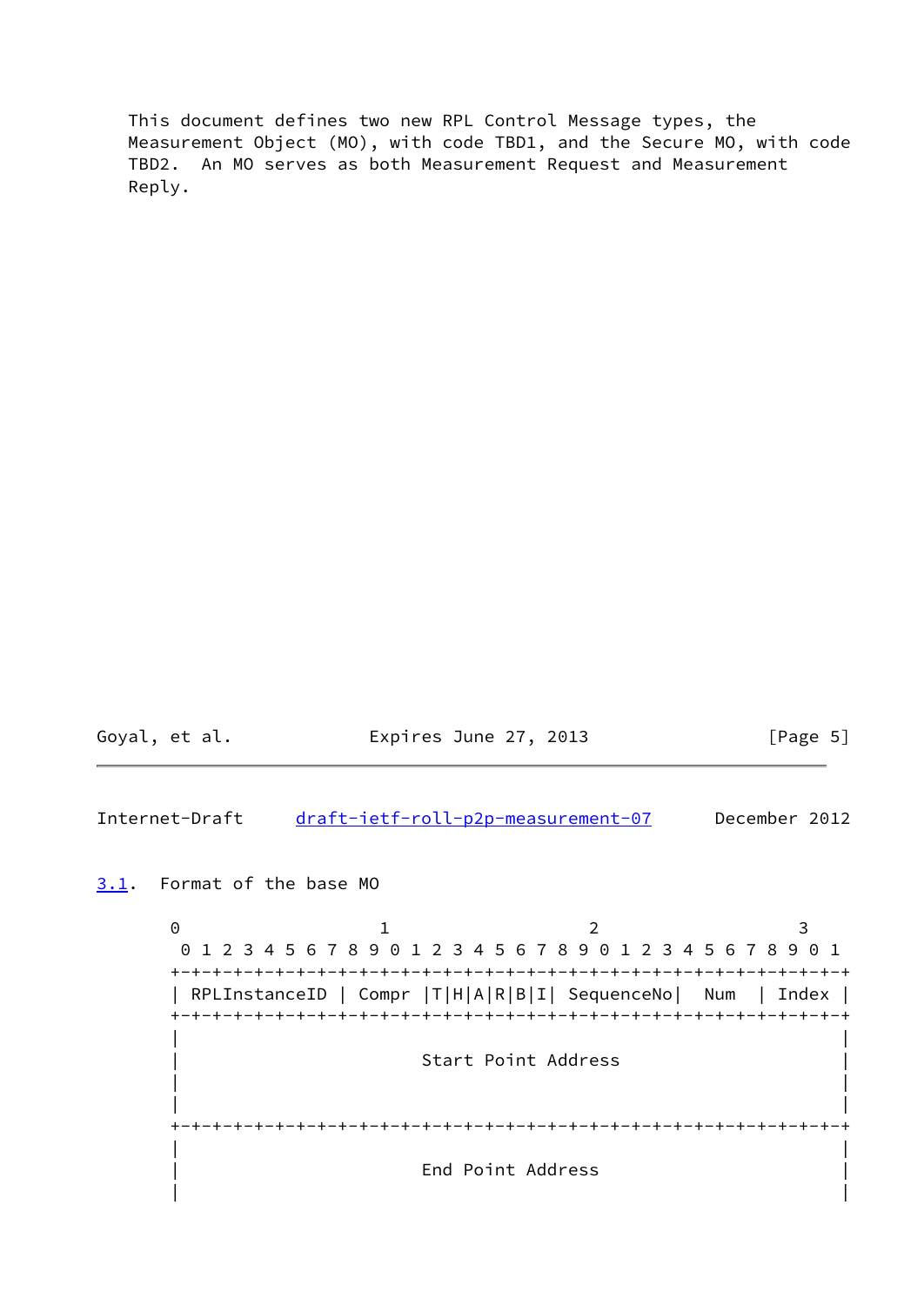This document defines two new RPL Control Message types, the Measurement Object (MO), with code TBD1, and the Secure MO, with code TBD2. An MO serves as both Measurement Request and Measurement Reply.

## 3.1. Format of the base MO

```
 0                   1                   2                   3
 0 1 2 3 4 5 6 7 8 9 0 1 2 3 4 5 6 7 8 9 0 1 2 3 4 5 6 7 8 9 0 1
+-+-+-+-+-+-+-+-+-+-+-+-+-+-+-+-+-+-+-+-+-+-+-+-+-+-+-+-+-+-+-+-+
| RPLInstanceID | Compr |T|H|A|R|B|I| SequenceNo|   Num  | Index |
+-+-+-+-+-+-+-+-+-+-+-+-+-+-+-+-+-+-+-+-+-+-+-+-+-+-+-+-+-+-+-+-+
|                                                               |
|                       Start Point Address                     |
|                                                               |
|                                                               |
+-+-+-+-+-+-+-+-+-+-+-+-+-+-+-+-+-+-+-+-+-+-+-+-+-+-+-+-+-+-+-+-+
|                                                               |
|                       End Point Address                       |
|                                                               |
```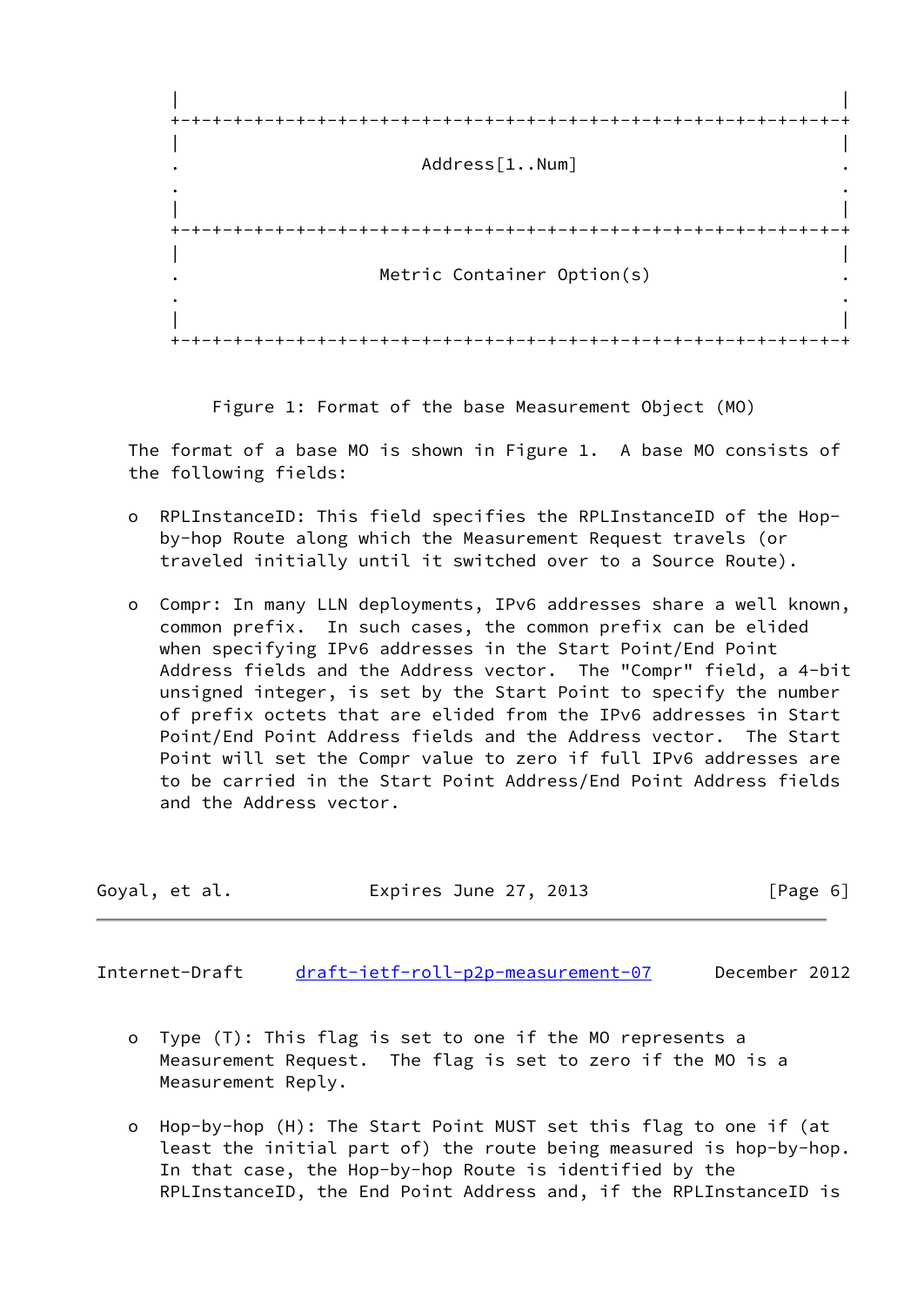```
    |                                                               |
    +-+-+-+-+-+-+-+-+-+-+-+-+-+-+-+-+-+-+-+-+-+-+-+-+-+-+-+-+-+-+-+-+
    |                                                               |
    .                        Address[1..Num]                        .
    .                                                               .
    |                                                               |
    +-+-+-+-+-+-+-+-+-+-+-+-+-+-+-+-+-+-+-+-+-+-+-+-+-+-+-+-+-+-+-+-+
    |                                                               |
    .                    Metric Container Option(s)                 .
    .                                                               .
    |                                                               |
    +-+-+-+-+-+-+-+-+-+-+-+-+-+-+-+-+-+-+-+-+-+-+-+-+-+-+-+-+-+-+-+-+
```

Figure 1: Format of the base Measurement Object (MO)

The format of a base MO is shown in Figure 1. A base MO consists of the following fields:

- RPLInstanceID: This field specifies the RPLInstanceID of the Hop-by-hop Route along which the Measurement Request travels (or traveled initially until it switched over to a Source Route).

- Compr: In many LLN deployments, IPv6 addresses share a well known, common prefix. In such cases, the common prefix can be elided when specifying IPv6 addresses in the Start Point/End Point Address fields and the Address vector. The "Compr" field, a 4-bit unsigned integer, is set by the Start Point to specify the number of prefix octets that are elided from the IPv6 addresses in Start Point/End Point Address fields and the Address vector. The Start Point will set the Compr value to zero if full IPv6 addresses are to be carried in the Start Point Address/End Point Address fields and the Address vector.

- Type (T): This flag is set to one if the MO represents a Measurement Request. The flag is set to zero if the MO is a Measurement Reply.

- Hop-by-hop (H): The Start Point MUST set this flag to one if (at least the initial part of) the route being measured is hop-by-hop. In that case, the Hop-by-hop Route is identified by the RPLInstanceID, the End Point Address and, if the RPLInstanceID is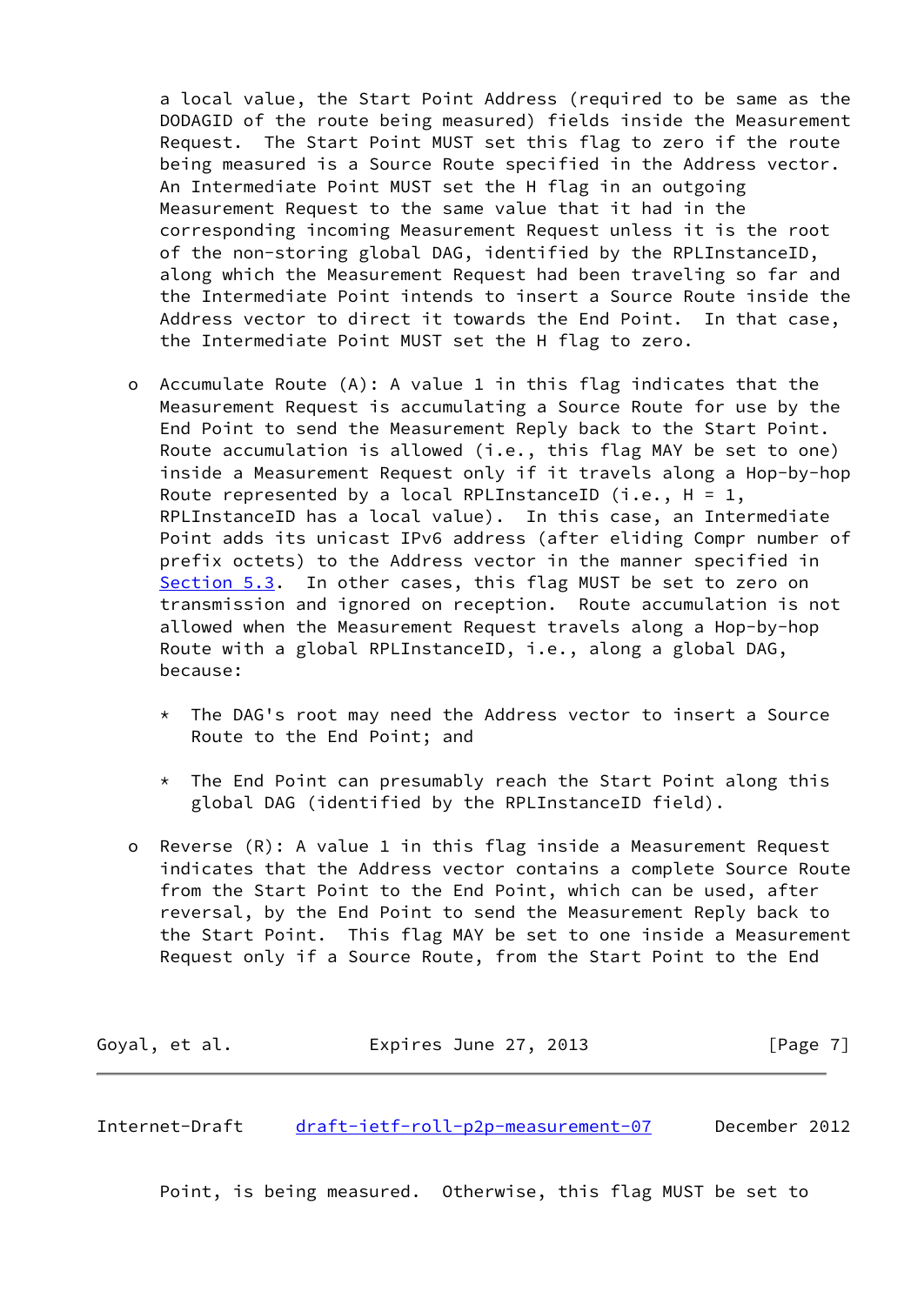a local value, the Start Point Address (required to be same as the DODAGID of the route being measured) fields inside the Measurement Request. The Start Point MUST set this flag to zero if the route being measured is a Source Route specified in the Address vector. An Intermediate Point MUST set the H flag in an outgoing Measurement Request to the same value that it had in the corresponding incoming Measurement Request unless it is the root of the non-storing global DAG, identified by the RPLInstanceID, along which the Measurement Request had been traveling so far and the Intermediate Point intends to insert a Source Route inside the Address vector to direct it towards the End Point. In that case, the Intermediate Point MUST set the H flag to zero.

- Accumulate Route (A): A value 1 in this flag indicates that the Measurement Request is accumulating a Source Route for use by the End Point to send the Measurement Reply back to the Start Point. Route accumulation is allowed (i.e., this flag MAY be set to one) inside a Measurement Request only if it travels along a Hop-by-hop Route represented by a local RPLInstanceID (i.e., H = 1, RPLInstanceID has a local value). In this case, an Intermediate Point adds its unicast IPv6 address (after eliding Compr number of prefix octets) to the Address vector in the manner specified in Section 5.3. In other cases, this flag MUST be set to zero on transmission and ignored on reception. Route accumulation is not allowed when the Measurement Request travels along a Hop-by-hop Route with a global RPLInstanceID, i.e., along a global DAG, because:

  * The DAG's root may need the Address vector to insert a Source Route to the End Point; and

  * The End Point can presumably reach the Start Point along this global DAG (identified by the RPLInstanceID field).

- Reverse (R): A value 1 in this flag inside a Measurement Request indicates that the Address vector contains a complete Source Route from the Start Point to the End Point, which can be used, after reversal, by the End Point to send the Measurement Reply back to the Start Point. This flag MAY be set to one inside a Measurement Request only if a Source Route, from the Start Point to the End Point, is being measured. Otherwise, this flag MUST be set to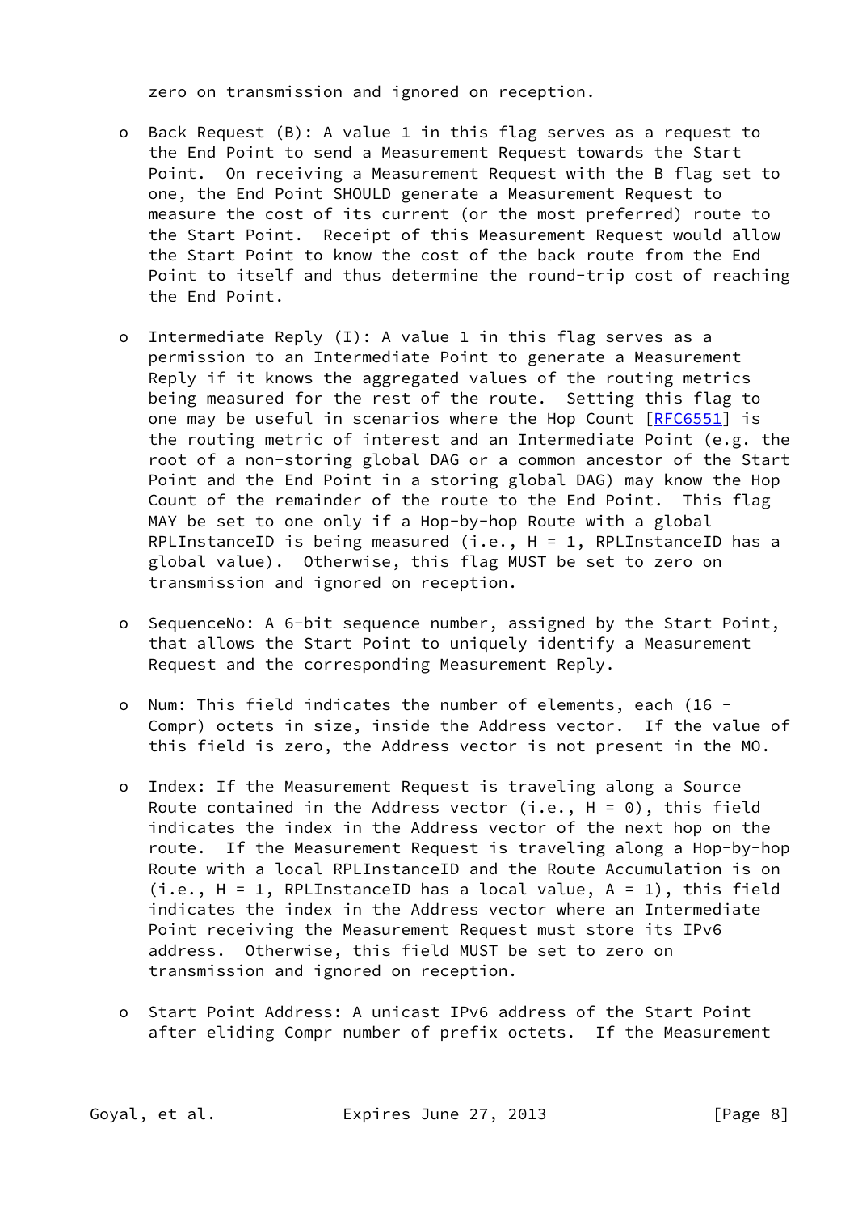zero on transmission and ignored on reception.

- Back Request (B): A value 1 in this flag serves as a request to the End Point to send a Measurement Request towards the Start Point. On receiving a Measurement Request with the B flag set to one, the End Point SHOULD generate a Measurement Request to measure the cost of its current (or the most preferred) route to the Start Point. Receipt of this Measurement Request would allow the Start Point to know the cost of the back route from the End Point to itself and thus determine the round-trip cost of reaching the End Point.

- Intermediate Reply (I): A value 1 in this flag serves as a permission to an Intermediate Point to generate a Measurement Reply if it knows the aggregated values of the routing metrics being measured for the rest of the route. Setting this flag to one may be useful in scenarios where the Hop Count [RFC6551] is the routing metric of interest and an Intermediate Point (e.g. the root of a non-storing global DAG or a common ancestor of the Start Point and the End Point in a storing global DAG) may know the Hop Count of the remainder of the route to the End Point. This flag MAY be set to one only if a Hop-by-hop Route with a global RPLInstanceID is being measured (i.e., H = 1, RPLInstanceID has a global value). Otherwise, this flag MUST be set to zero on transmission and ignored on reception.

- SequenceNo: A 6-bit sequence number, assigned by the Start Point, that allows the Start Point to uniquely identify a Measurement Request and the corresponding Measurement Reply.

- Num: This field indicates the number of elements, each (16 - Compr) octets in size, inside the Address vector. If the value of this field is zero, the Address vector is not present in the MO.

- Index: If the Measurement Request is traveling along a Source Route contained in the Address vector (i.e., H = 0), this field indicates the index in the Address vector of the next hop on the route. If the Measurement Request is traveling along a Hop-by-hop Route with a local RPLInstanceID and the Route Accumulation is on (i.e., H = 1, RPLInstanceID has a local value, A = 1), this field indicates the index in the Address vector where an Intermediate Point receiving the Measurement Request must store its IPv6 address. Otherwise, this field MUST be set to zero on transmission and ignored on reception.

- Start Point Address: A unicast IPv6 address of the Start Point after eliding Compr number of prefix octets. If the Measurement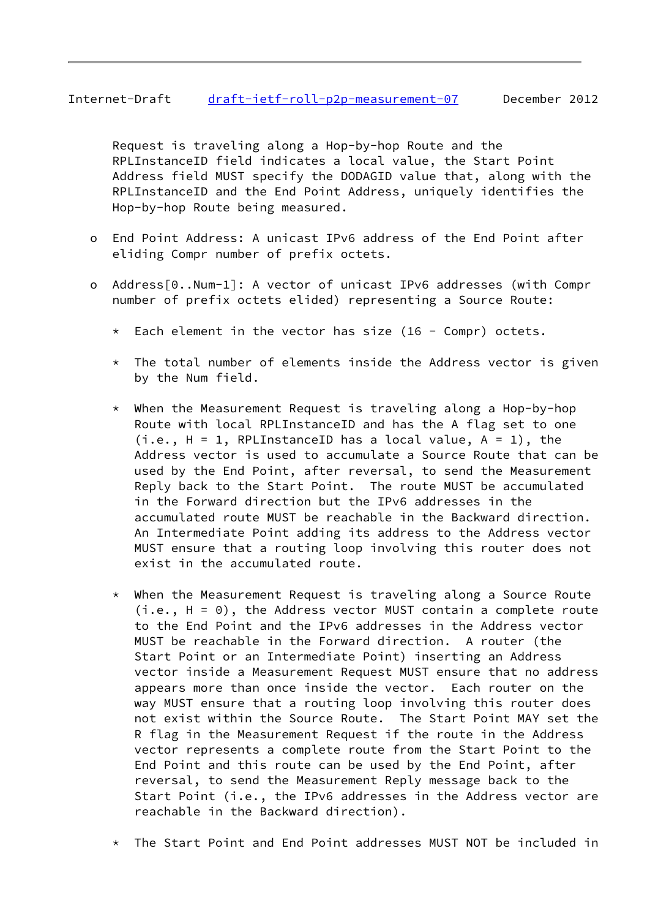Request is traveling along a Hop-by-hop Route and the RPLInstanceID field indicates a local value, the Start Point Address field MUST specify the DODAGID value that, along with the RPLInstanceID and the End Point Address, uniquely identifies the Hop-by-hop Route being measured.

- End Point Address: A unicast IPv6 address of the End Point after eliding Compr number of prefix octets.

- Address[0..Num-1]: A vector of unicast IPv6 addresses (with Compr number of prefix octets elided) representing a Source Route:

  * Each element in the vector has size (16 - Compr) octets.

  * The total number of elements inside the Address vector is given by the Num field.

  * When the Measurement Request is traveling along a Hop-by-hop Route with local RPLInstanceID and has the A flag set to one (i.e., H = 1, RPLInstanceID has a local value, A = 1), the Address vector is used to accumulate a Source Route that can be used by the End Point, after reversal, to send the Measurement Reply back to the Start Point. The route MUST be accumulated in the Forward direction but the IPv6 addresses in the accumulated route MUST be reachable in the Backward direction. An Intermediate Point adding its address to the Address vector MUST ensure that a routing loop involving this router does not exist in the accumulated route.

  * When the Measurement Request is traveling along a Source Route (i.e., H = 0), the Address vector MUST contain a complete route to the End Point and the IPv6 addresses in the Address vector MUST be reachable in the Forward direction. A router (the Start Point or an Intermediate Point) inserting an Address vector inside a Measurement Request MUST ensure that no address appears more than once inside the vector. Each router on the way MUST ensure that a routing loop involving this router does not exist within the Source Route. The Start Point MAY set the R flag in the Measurement Request if the route in the Address vector represents a complete route from the Start Point to the End Point and this route can be used by the End Point, after reversal, to send the Measurement Reply message back to the Start Point (i.e., the IPv6 addresses in the Address vector are reachable in the Backward direction).

  * The Start Point and End Point addresses MUST NOT be included in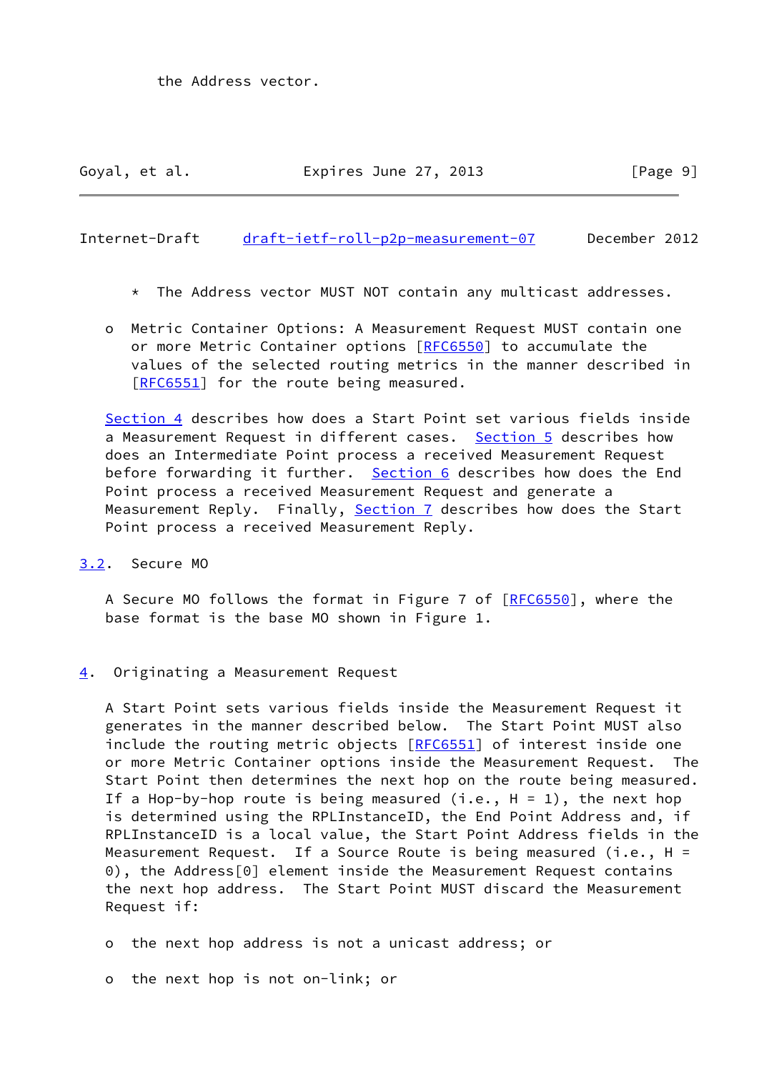the Address vector.

  * The Address vector MUST NOT contain any multicast addresses.

- Metric Container Options: A Measurement Request MUST contain one or more Metric Container options [RFC6550] to accumulate the values of the selected routing metrics in the manner described in [RFC6551] for the route being measured.

Section 4 describes how does a Start Point set various fields inside a Measurement Request in different cases. Section 5 describes how does an Intermediate Point process a received Measurement Request before forwarding it further. Section 6 describes how does the End Point process a received Measurement Request and generate a Measurement Reply. Finally, Section 7 describes how does the Start Point process a received Measurement Reply.

### 3.2. Secure MO

A Secure MO follows the format in Figure 7 of [RFC6550], where the base format is the base MO shown in Figure 1.

## 4. Originating a Measurement Request

A Start Point sets various fields inside the Measurement Request it generates in the manner described below. The Start Point MUST also include the routing metric objects [RFC6551] of interest inside one or more Metric Container options inside the Measurement Request. The Start Point then determines the next hop on the route being measured. If a Hop-by-hop route is being measured (i.e., H = 1), the next hop is determined using the RPLInstanceID, the End Point Address and, if RPLInstanceID is a local value, the Start Point Address fields in the Measurement Request. If a Source Route is being measured (i.e., H = 0), the Address[0] element inside the Measurement Request contains the next hop address. The Start Point MUST discard the Measurement Request if:

- the next hop address is not a unicast address; or

- the next hop is not on-link; or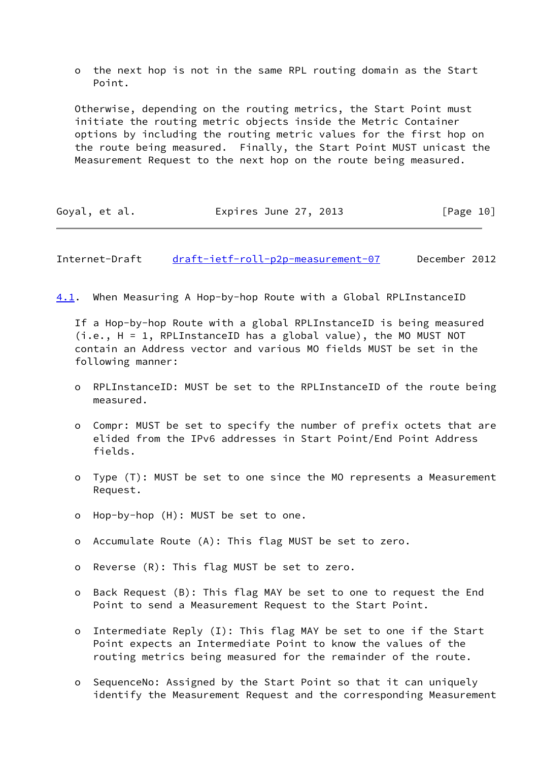- the next hop is not in the same RPL routing domain as the Start Point.

Otherwise, depending on the routing metrics, the Start Point must initiate the routing metric objects inside the Metric Container options by including the routing metric values for the first hop on the route being measured. Finally, the Start Point MUST unicast the Measurement Request to the next hop on the route being measured.

### 4.1. When Measuring A Hop-by-hop Route with a Global RPLInstanceID

If a Hop-by-hop Route with a global RPLInstanceID is being measured (i.e., H = 1, RPLInstanceID has a global value), the MO MUST NOT contain an Address vector and various MO fields MUST be set in the following manner:

- RPLInstanceID: MUST be set to the RPLInstanceID of the route being measured.

- Compr: MUST be set to specify the number of prefix octets that are elided from the IPv6 addresses in Start Point/End Point Address fields.

- Type (T): MUST be set to one since the MO represents a Measurement Request.

- Hop-by-hop (H): MUST be set to one.

- Accumulate Route (A): This flag MUST be set to zero.

- Reverse (R): This flag MUST be set to zero.

- Back Request (B): This flag MAY be set to one to request the End Point to send a Measurement Request to the Start Point.

- Intermediate Reply (I): This flag MAY be set to one if the Start Point expects an Intermediate Point to know the values of the routing metrics being measured for the remainder of the route.

- SequenceNo: Assigned by the Start Point so that it can uniquely identify the Measurement Request and the corresponding Measurement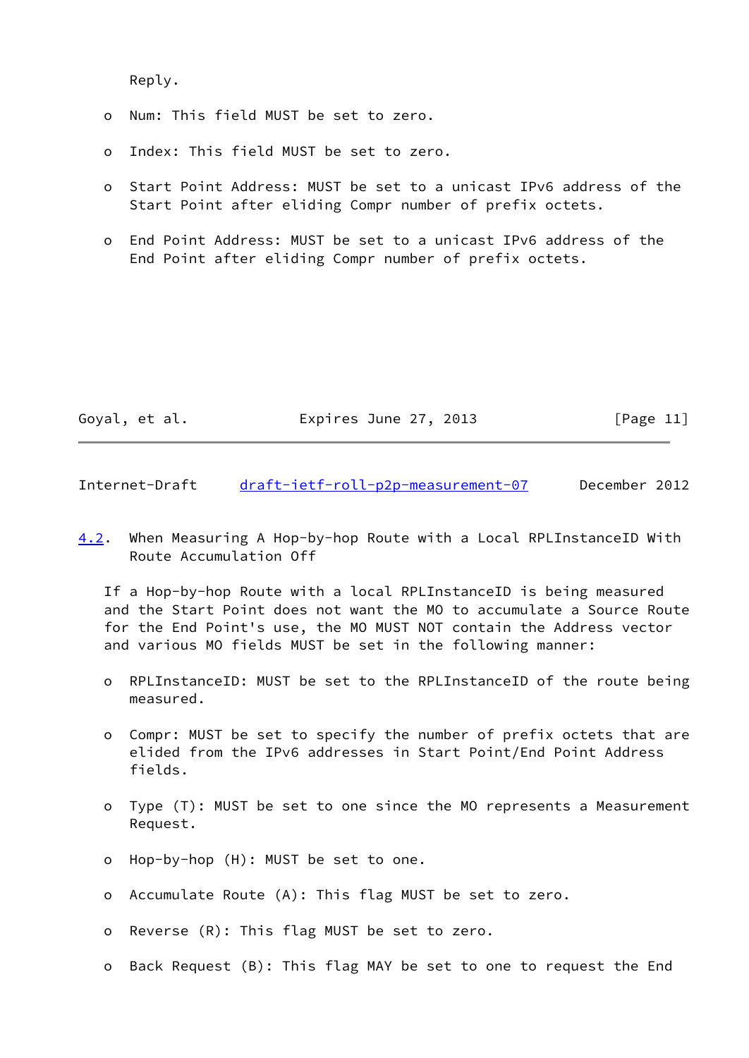Reply.

- Num: This field MUST be set to zero.

- Index: This field MUST be set to zero.

- Start Point Address: MUST be set to a unicast IPv6 address of the Start Point after eliding Compr number of prefix octets.

- End Point Address: MUST be set to a unicast IPv6 address of the End Point after eliding Compr number of prefix octets.

### 4.2. When Measuring A Hop-by-hop Route with a Local RPLInstanceID With Route Accumulation Off

If a Hop-by-hop Route with a local RPLInstanceID is being measured and the Start Point does not want the MO to accumulate a Source Route for the End Point's use, the MO MUST NOT contain the Address vector and various MO fields MUST be set in the following manner:

- RPLInstanceID: MUST be set to the RPLInstanceID of the route being measured.

- Compr: MUST be set to specify the number of prefix octets that are elided from the IPv6 addresses in Start Point/End Point Address fields.

- Type (T): MUST be set to one since the MO represents a Measurement Request.

- Hop-by-hop (H): MUST be set to one.

- Accumulate Route (A): This flag MUST be set to zero.

- Reverse (R): This flag MUST be set to zero.

- Back Request (B): This flag MAY be set to one to request the End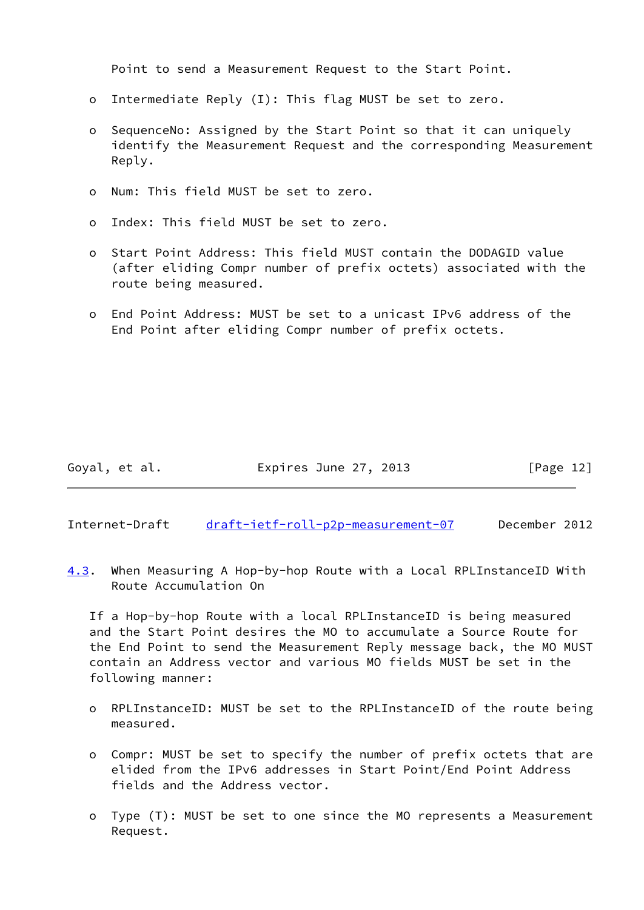Point to send a Measurement Request to the Start Point.

- Intermediate Reply (I): This flag MUST be set to zero.

- SequenceNo: Assigned by the Start Point so that it can uniquely identify the Measurement Request and the corresponding Measurement Reply.

- Num: This field MUST be set to zero.

- Index: This field MUST be set to zero.

- Start Point Address: This field MUST contain the DODAGID value (after eliding Compr number of prefix octets) associated with the route being measured.

- End Point Address: MUST be set to a unicast IPv6 address of the End Point after eliding Compr number of prefix octets.

### 4.3. When Measuring A Hop-by-hop Route with a Local RPLInstanceID With Route Accumulation On

If a Hop-by-hop Route with a local RPLInstanceID is being measured and the Start Point desires the MO to accumulate a Source Route for the End Point to send the Measurement Reply message back, the MO MUST contain an Address vector and various MO fields MUST be set in the following manner:

- RPLInstanceID: MUST be set to the RPLInstanceID of the route being measured.

- Compr: MUST be set to specify the number of prefix octets that are elided from the IPv6 addresses in Start Point/End Point Address fields and the Address vector.

- Type (T): MUST be set to one since the MO represents a Measurement Request.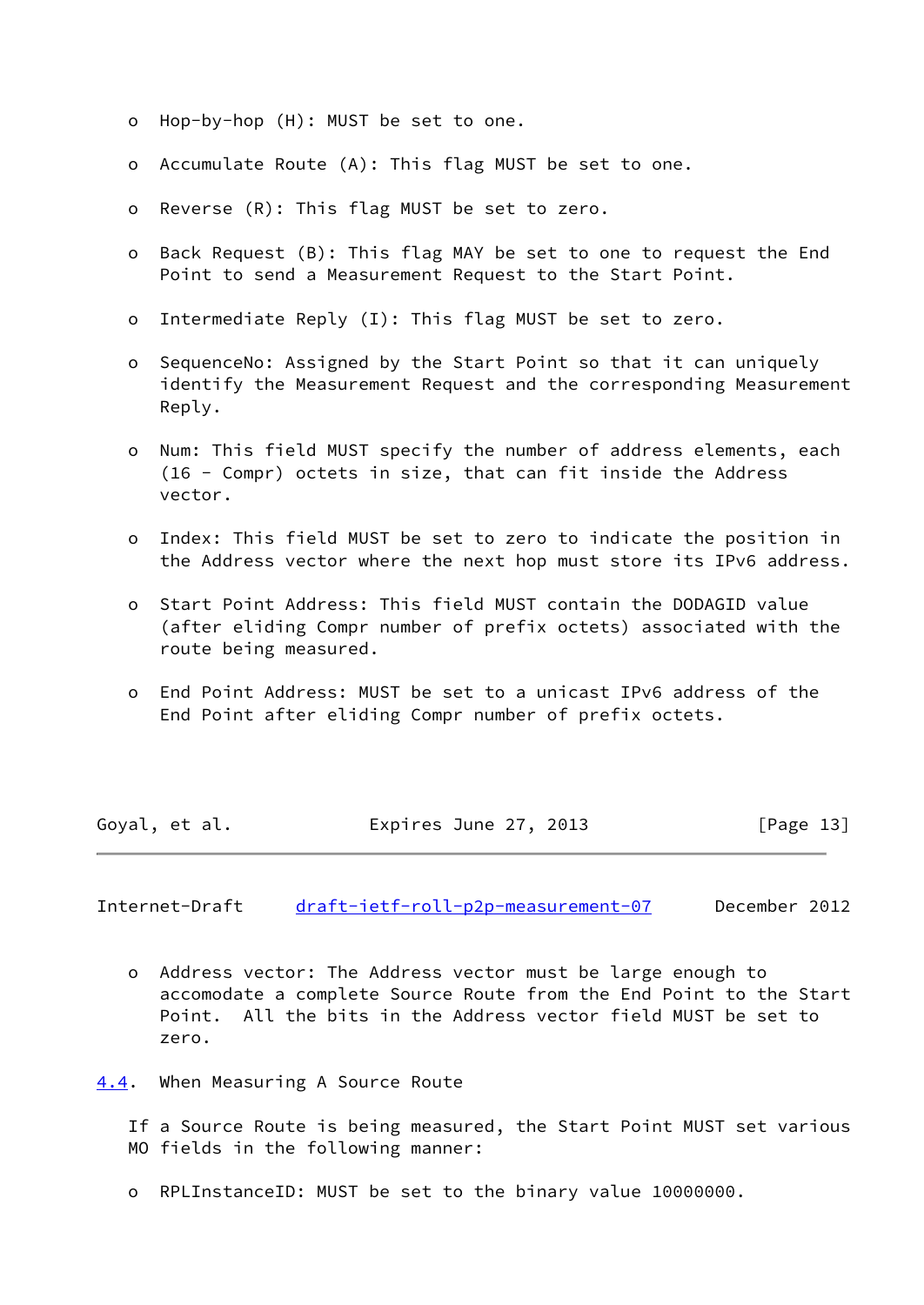- Hop-by-hop (H): MUST be set to one.

- Accumulate Route (A): This flag MUST be set to one.

- Reverse (R): This flag MUST be set to zero.

- Back Request (B): This flag MAY be set to one to request the End Point to send a Measurement Request to the Start Point.

- Intermediate Reply (I): This flag MUST be set to zero.

- SequenceNo: Assigned by the Start Point so that it can uniquely identify the Measurement Request and the corresponding Measurement Reply.

- Num: This field MUST specify the number of address elements, each (16 - Compr) octets in size, that can fit inside the Address vector.

- Index: This field MUST be set to zero to indicate the position in the Address vector where the next hop must store its IPv6 address.

- Start Point Address: This field MUST contain the DODAGID value (after eliding Compr number of prefix octets) associated with the route being measured.

- End Point Address: MUST be set to a unicast IPv6 address of the End Point after eliding Compr number of prefix octets.

- Address vector: The Address vector must be large enough to accomodate a complete Source Route from the End Point to the Start Point. All the bits in the Address vector field MUST be set to zero.

### 4.4. When Measuring A Source Route

If a Source Route is being measured, the Start Point MUST set various MO fields in the following manner:

- RPLInstanceID: MUST be set to the binary value 10000000.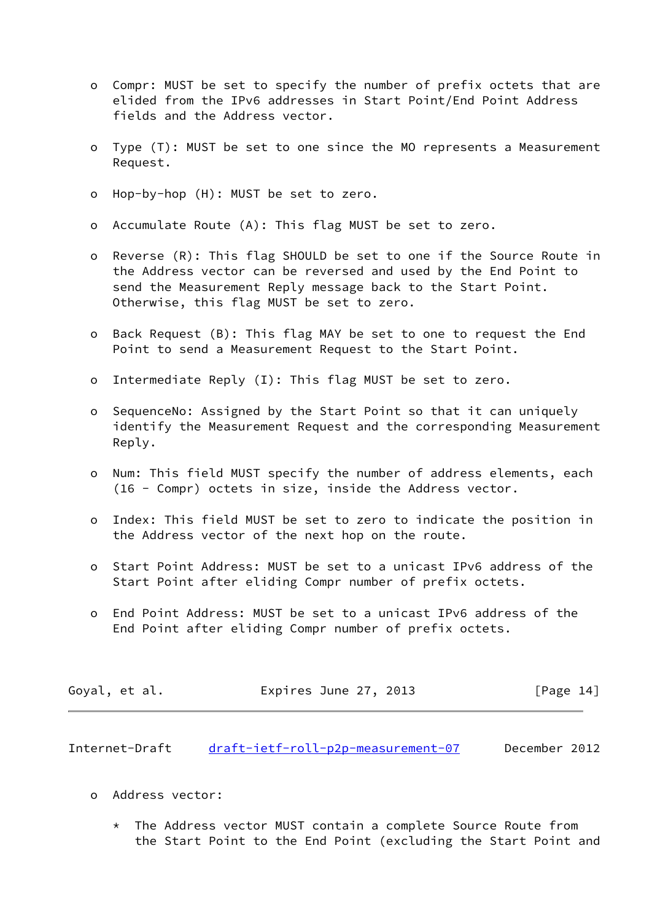- Compr: MUST be set to specify the number of prefix octets that are elided from the IPv6 addresses in Start Point/End Point Address fields and the Address vector.

- Type (T): MUST be set to one since the MO represents a Measurement Request.

- Hop-by-hop (H): MUST be set to zero.

- Accumulate Route (A): This flag MUST be set to zero.

- Reverse (R): This flag SHOULD be set to one if the Source Route in the Address vector can be reversed and used by the End Point to send the Measurement Reply message back to the Start Point. Otherwise, this flag MUST be set to zero.

- Back Request (B): This flag MAY be set to one to request the End Point to send a Measurement Request to the Start Point.

- Intermediate Reply (I): This flag MUST be set to zero.

- SequenceNo: Assigned by the Start Point so that it can uniquely identify the Measurement Request and the corresponding Measurement Reply.

- Num: This field MUST specify the number of address elements, each (16 - Compr) octets in size, inside the Address vector.

- Index: This field MUST be set to zero to indicate the position in the Address vector of the next hop on the route.

- Start Point Address: MUST be set to a unicast IPv6 address of the Start Point after eliding Compr number of prefix octets.

- End Point Address: MUST be set to a unicast IPv6 address of the End Point after eliding Compr number of prefix octets.

- Address vector:

  * The Address vector MUST contain a complete Source Route from the Start Point to the End Point (excluding the Start Point and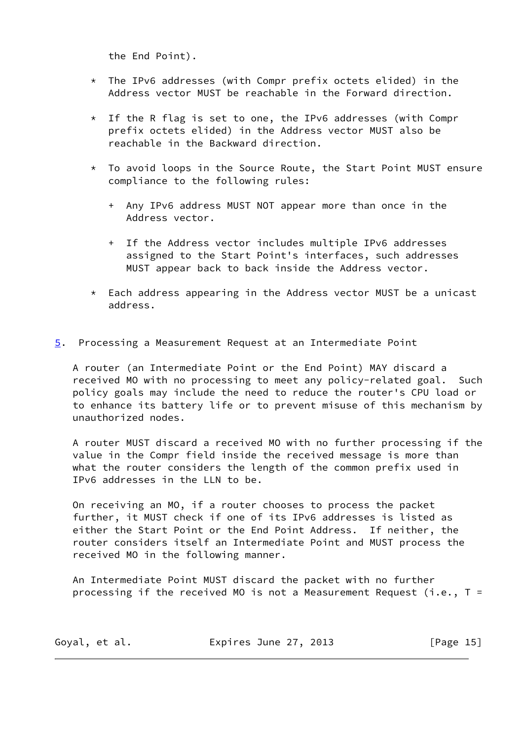the End Point).

* The IPv6 addresses (with Compr prefix octets elided) in the Address vector MUST be reachable in the Forward direction.

* If the R flag is set to one, the IPv6 addresses (with Compr prefix octets elided) in the Address vector MUST also be reachable in the Backward direction.

* To avoid loops in the Source Route, the Start Point MUST ensure compliance to the following rules:

  + Any IPv6 address MUST NOT appear more than once in the Address vector.

  + If the Address vector includes multiple IPv6 addresses assigned to the Start Point's interfaces, such addresses MUST appear back to back inside the Address vector.

* Each address appearing in the Address vector MUST be a unicast address.

## 5. Processing a Measurement Request at an Intermediate Point

A router (an Intermediate Point or the End Point) MAY discard a received MO with no processing to meet any policy-related goal. Such policy goals may include the need to reduce the router's CPU load or to enhance its battery life or to prevent misuse of this mechanism by unauthorized nodes.

A router MUST discard a received MO with no further processing if the value in the Compr field inside the received message is more than what the router considers the length of the common prefix used in IPv6 addresses in the LLN to be.

On receiving an MO, if a router chooses to process the packet further, it MUST check if one of its IPv6 addresses is listed as either the Start Point or the End Point Address. If neither, the router considers itself an Intermediate Point and MUST process the received MO in the following manner.

An Intermediate Point MUST discard the packet with no further processing if the received MO is not a Measurement Request (i.e., T =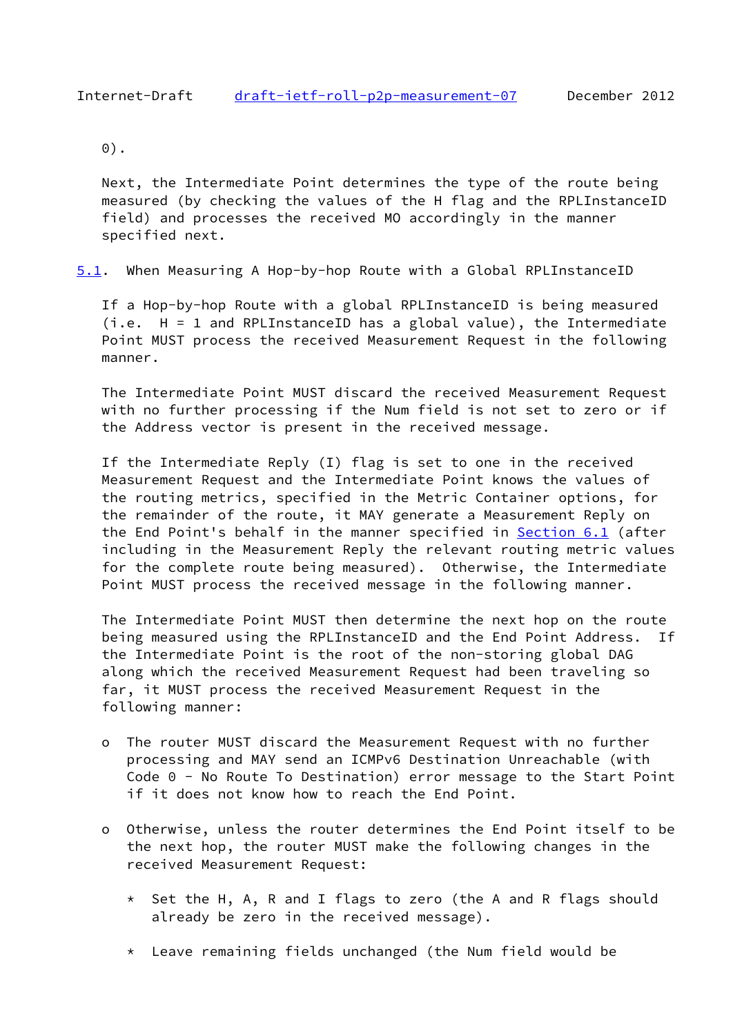0).

Next, the Intermediate Point determines the type of the route being measured (by checking the values of the H flag and the RPLInstanceID field) and processes the received MO accordingly in the manner specified next.

## 5.1. When Measuring A Hop-by-hop Route with a Global RPLInstanceID

If a Hop-by-hop Route with a global RPLInstanceID is being measured (i.e. H = 1 and RPLInstanceID has a global value), the Intermediate Point MUST process the received Measurement Request in the following manner.

The Intermediate Point MUST discard the received Measurement Request with no further processing if the Num field is not set to zero or if the Address vector is present in the received message.

If the Intermediate Reply (I) flag is set to one in the received Measurement Request and the Intermediate Point knows the values of the routing metrics, specified in the Metric Container options, for the remainder of the route, it MAY generate a Measurement Reply on the End Point's behalf in the manner specified in Section 6.1 (after including in the Measurement Reply the relevant routing metric values for the complete route being measured). Otherwise, the Intermediate Point MUST process the received message in the following manner.

The Intermediate Point MUST then determine the next hop on the route being measured using the RPLInstanceID and the End Point Address. If the Intermediate Point is the root of the non-storing global DAG along which the received Measurement Request had been traveling so far, it MUST process the received Measurement Request in the following manner:

- The router MUST discard the Measurement Request with no further processing and MAY send an ICMPv6 Destination Unreachable (with Code 0 - No Route To Destination) error message to the Start Point if it does not know how to reach the End Point.

- Otherwise, unless the router determines the End Point itself to be the next hop, the router MUST make the following changes in the received Measurement Request:

    * Set the H, A, R and I flags to zero (the A and R flags should already be zero in the received message).

    * Leave remaining fields unchanged (the Num field would be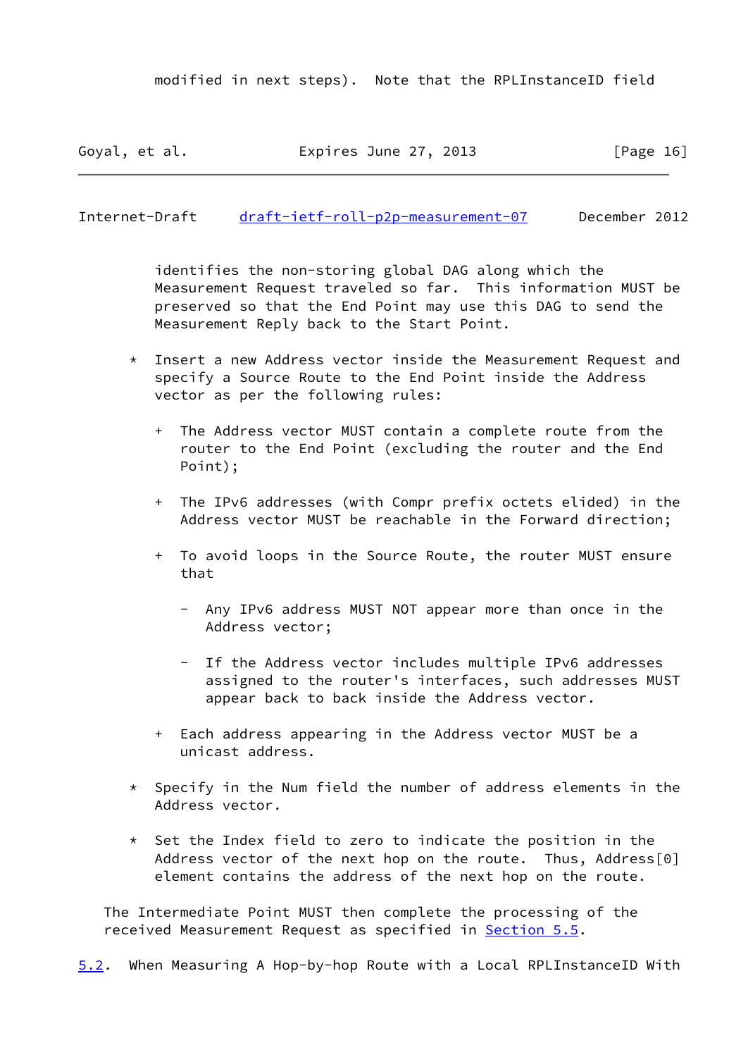modified in next steps). Note that the RPLInstanceID field identifies the non-storing global DAG along which the Measurement Request traveled so far. This information MUST be preserved so that the End Point may use this DAG to send the Measurement Reply back to the Start Point.

* Insert a new Address vector inside the Measurement Request and specify a Source Route to the End Point inside the Address vector as per the following rules:

  + The Address vector MUST contain a complete route from the router to the End Point (excluding the router and the End Point);

  + The IPv6 addresses (with Compr prefix octets elided) in the Address vector MUST be reachable in the Forward direction;

  + To avoid loops in the Source Route, the router MUST ensure that

    - Any IPv6 address MUST NOT appear more than once in the Address vector;

    - If the Address vector includes multiple IPv6 addresses assigned to the router's interfaces, such addresses MUST appear back to back inside the Address vector.

  + Each address appearing in the Address vector MUST be a unicast address.

* Specify in the Num field the number of address elements in the Address vector.

* Set the Index field to zero to indicate the position in the Address vector of the next hop on the route. Thus, Address[0] element contains the address of the next hop on the route.

The Intermediate Point MUST then complete the processing of the received Measurement Request as specified in Section 5.5.

## 5.2. When Measuring A Hop-by-hop Route with a Local RPLInstanceID With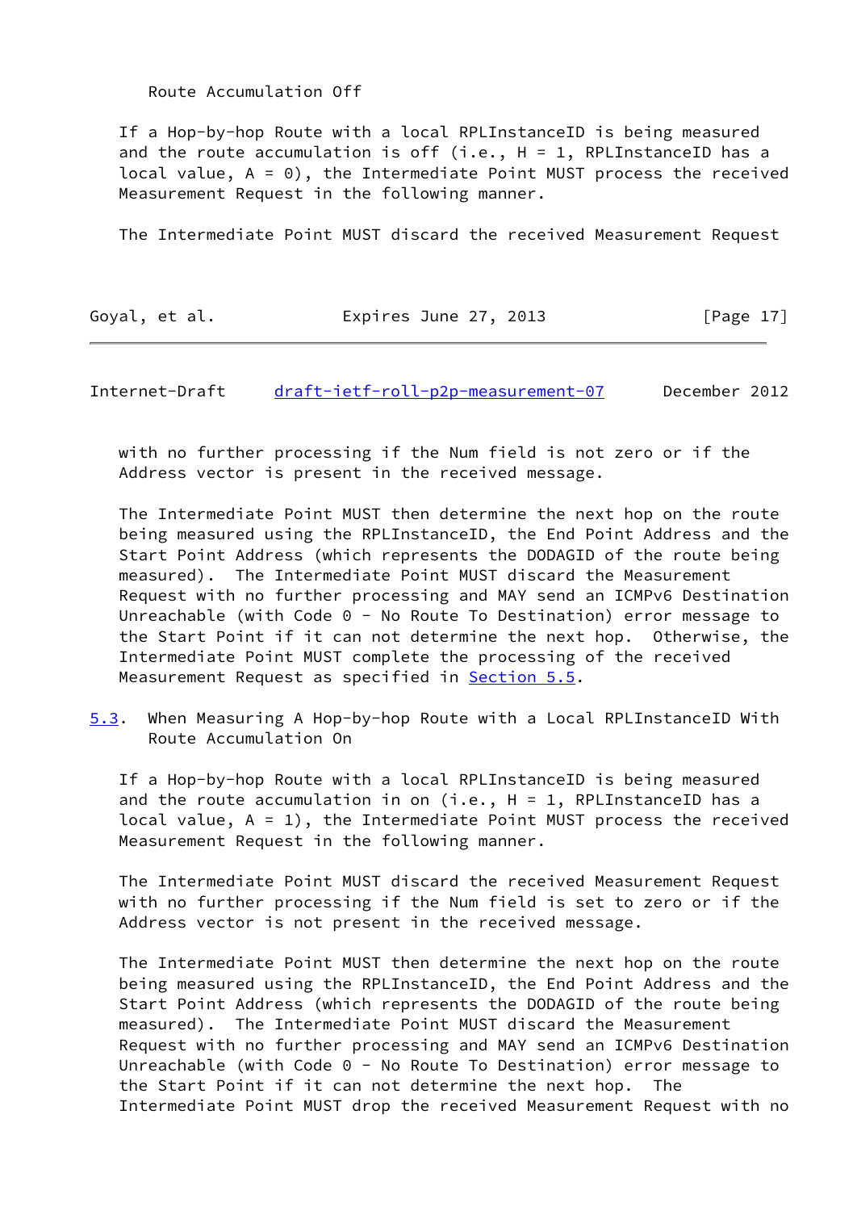Route Accumulation Off

If a Hop-by-hop Route with a local RPLInstanceID is being measured and the route accumulation is off (i.e., H = 1, RPLInstanceID has a local value, A = 0), the Intermediate Point MUST process the received Measurement Request in the following manner.

The Intermediate Point MUST discard the received Measurement Request with no further processing if the Num field is not zero or if the Address vector is present in the received message.

The Intermediate Point MUST then determine the next hop on the route being measured using the RPLInstanceID, the End Point Address and the Start Point Address (which represents the DODAGID of the route being measured). The Intermediate Point MUST discard the Measurement Request with no further processing and MAY send an ICMPv6 Destination Unreachable (with Code 0 - No Route To Destination) error message to the Start Point if it can not determine the next hop. Otherwise, the Intermediate Point MUST complete the processing of the received Measurement Request as specified in Section 5.5.

### 5.3. When Measuring A Hop-by-hop Route with a Local RPLInstanceID With Route Accumulation On

If a Hop-by-hop Route with a local RPLInstanceID is being measured and the route accumulation in on (i.e., H = 1, RPLInstanceID has a local value, A = 1), the Intermediate Point MUST process the received Measurement Request in the following manner.

The Intermediate Point MUST discard the received Measurement Request with no further processing if the Num field is set to zero or if the Address vector is not present in the received message.

The Intermediate Point MUST then determine the next hop on the route being measured using the RPLInstanceID, the End Point Address and the Start Point Address (which represents the DODAGID of the route being measured). The Intermediate Point MUST discard the Measurement Request with no further processing and MAY send an ICMPv6 Destination Unreachable (with Code 0 - No Route To Destination) error message to the Start Point if it can not determine the next hop. The Intermediate Point MUST drop the received Measurement Request with no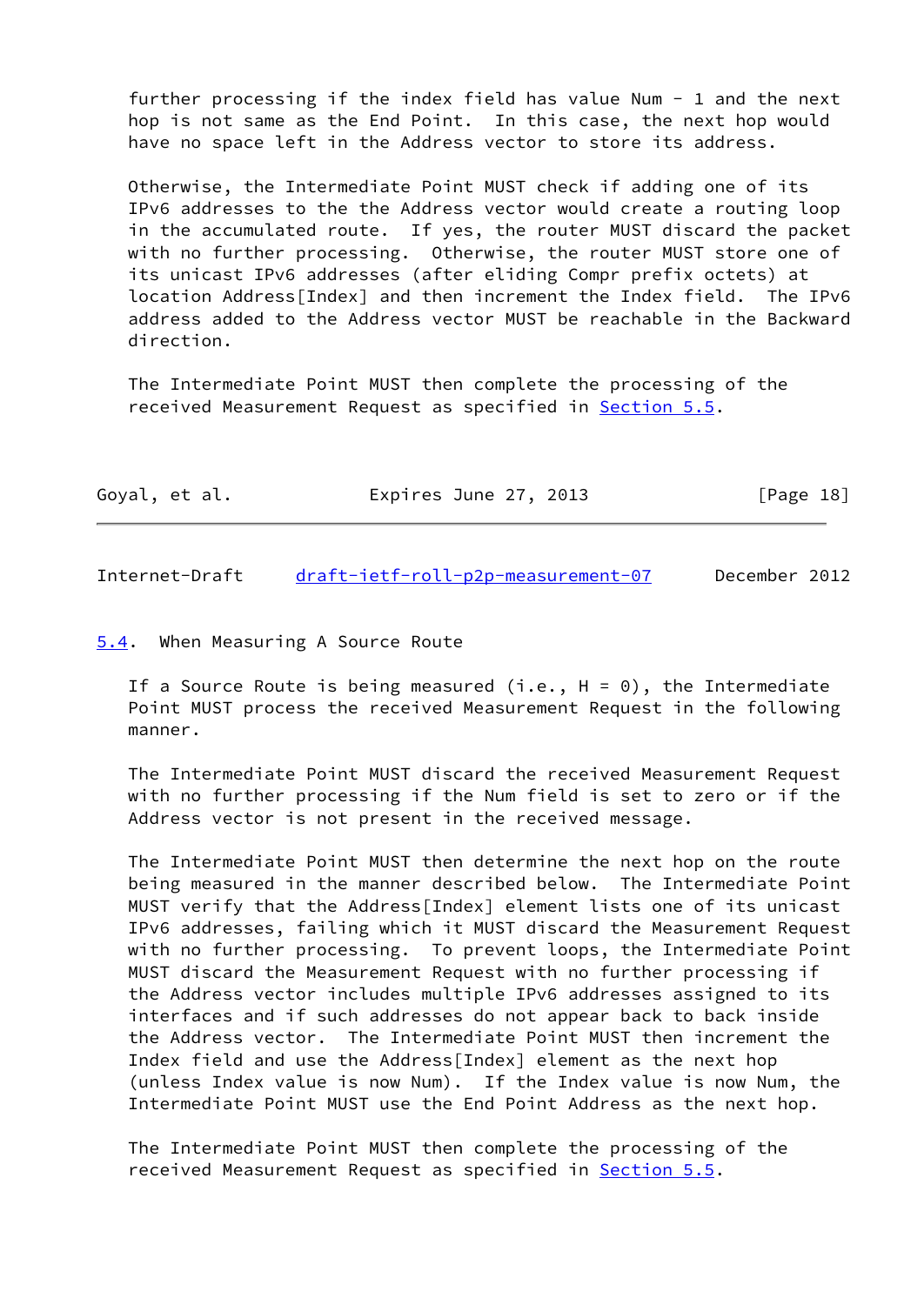further processing if the index field has value Num - 1 and the next hop is not same as the End Point. In this case, the next hop would have no space left in the Address vector to store its address.

Otherwise, the Intermediate Point MUST check if adding one of its IPv6 addresses to the the Address vector would create a routing loop in the accumulated route. If yes, the router MUST discard the packet with no further processing. Otherwise, the router MUST store one of its unicast IPv6 addresses (after eliding Compr prefix octets) at location Address[Index] and then increment the Index field. The IPv6 address added to the Address vector MUST be reachable in the Backward direction.

The Intermediate Point MUST then complete the processing of the received Measurement Request as specified in Section 5.5.

## 5.4. When Measuring A Source Route

If a Source Route is being measured (i.e., H = 0), the Intermediate Point MUST process the received Measurement Request in the following manner.

The Intermediate Point MUST discard the received Measurement Request with no further processing if the Num field is set to zero or if the Address vector is not present in the received message.

The Intermediate Point MUST then determine the next hop on the route being measured in the manner described below. The Intermediate Point MUST verify that the Address[Index] element lists one of its unicast IPv6 addresses, failing which it MUST discard the Measurement Request with no further processing. To prevent loops, the Intermediate Point MUST discard the Measurement Request with no further processing if the Address vector includes multiple IPv6 addresses assigned to its interfaces and if such addresses do not appear back to back inside the Address vector. The Intermediate Point MUST then increment the Index field and use the Address[Index] element as the next hop (unless Index value is now Num). If the Index value is now Num, the Intermediate Point MUST use the End Point Address as the next hop.

The Intermediate Point MUST then complete the processing of the received Measurement Request as specified in Section 5.5.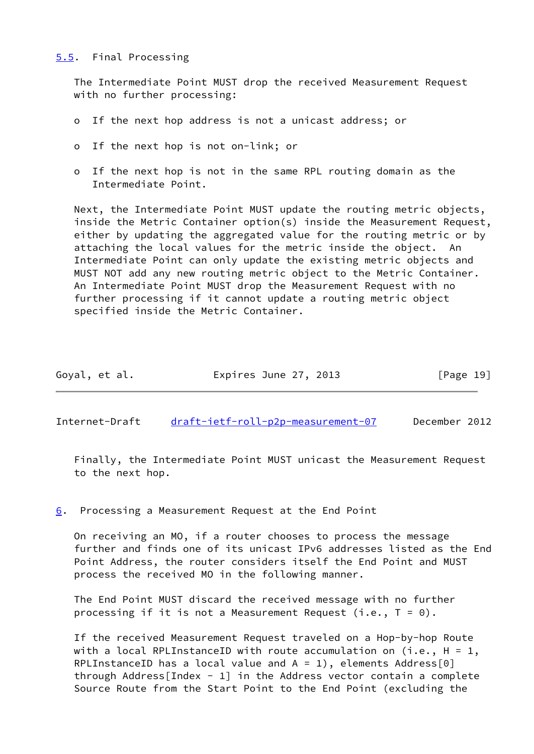## 5.5. Final Processing

The Intermediate Point MUST drop the received Measurement Request with no further processing:

- If the next hop address is not a unicast address; or
- If the next hop is not on-link; or
- If the next hop is not in the same RPL routing domain as the Intermediate Point.

Next, the Intermediate Point MUST update the routing metric objects, inside the Metric Container option(s) inside the Measurement Request, either by updating the aggregated value for the routing metric or by attaching the local values for the metric inside the object. An Intermediate Point can only update the existing metric objects and MUST NOT add any new routing metric object to the Metric Container. An Intermediate Point MUST drop the Measurement Request with no further processing if it cannot update a routing metric object specified inside the Metric Container.

Finally, the Intermediate Point MUST unicast the Measurement Request to the next hop.

# 6. Processing a Measurement Request at the End Point

On receiving an MO, if a router chooses to process the message further and finds one of its unicast IPv6 addresses listed as the End Point Address, the router considers itself the End Point and MUST process the received MO in the following manner.

The End Point MUST discard the received message with no further processing if it is not a Measurement Request (i.e., T = 0).

If the received Measurement Request traveled on a Hop-by-hop Route with a local RPLInstanceID with route accumulation on (i.e., H = 1, RPLInstanceID has a local value and A = 1), elements Address[0] through Address[Index - 1] in the Address vector contain a complete Source Route from the Start Point to the End Point (excluding the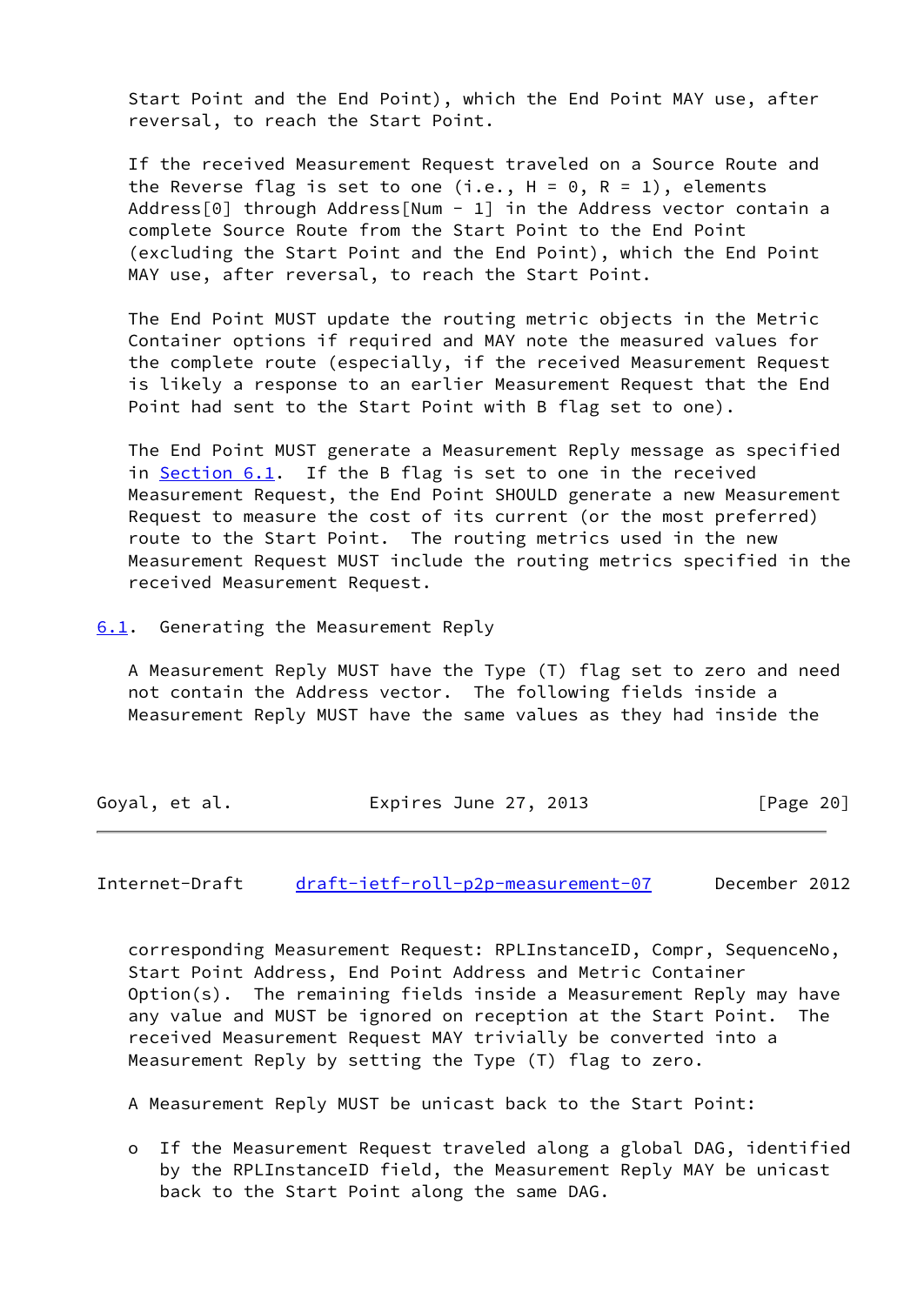Start Point and the End Point), which the End Point MAY use, after reversal, to reach the Start Point.

If the received Measurement Request traveled on a Source Route and the Reverse flag is set to one (i.e., H = 0, R = 1), elements Address[0] through Address[Num - 1] in the Address vector contain a complete Source Route from the Start Point to the End Point (excluding the Start Point and the End Point), which the End Point MAY use, after reversal, to reach the Start Point.

The End Point MUST update the routing metric objects in the Metric Container options if required and MAY note the measured values for the complete route (especially, if the received Measurement Request is likely a response to an earlier Measurement Request that the End Point had sent to the Start Point with B flag set to one).

The End Point MUST generate a Measurement Reply message as specified in Section 6.1. If the B flag is set to one in the received Measurement Request, the End Point SHOULD generate a new Measurement Request to measure the cost of its current (or the most preferred) route to the Start Point. The routing metrics used in the new Measurement Request MUST include the routing metrics specified in the received Measurement Request.

## 6.1. Generating the Measurement Reply

A Measurement Reply MUST have the Type (T) flag set to zero and need not contain the Address vector. The following fields inside a Measurement Reply MUST have the same values as they had inside the corresponding Measurement Request: RPLInstanceID, Compr, SequenceNo, Start Point Address, End Point Address and Metric Container Option(s). The remaining fields inside a Measurement Reply may have any value and MUST be ignored on reception at the Start Point. The received Measurement Request MAY trivially be converted into a Measurement Reply by setting the Type (T) flag to zero.

A Measurement Reply MUST be unicast back to the Start Point:

- If the Measurement Request traveled along a global DAG, identified by the RPLInstanceID field, the Measurement Reply MAY be unicast back to the Start Point along the same DAG.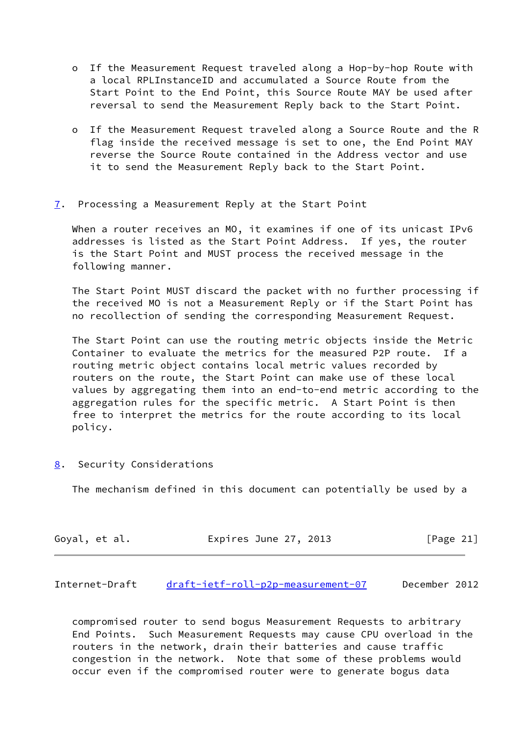- If the Measurement Request traveled along a Hop-by-hop Route with a local RPLInstanceID and accumulated a Source Route from the Start Point to the End Point, this Source Route MAY be used after reversal to send the Measurement Reply back to the Start Point.

- If the Measurement Request traveled along a Source Route and the R flag inside the received message is set to one, the End Point MAY reverse the Source Route contained in the Address vector and use it to send the Measurement Reply back to the Start Point.

## 7. Processing a Measurement Reply at the Start Point

When a router receives an MO, it examines if one of its unicast IPv6 addresses is listed as the Start Point Address. If yes, the router is the Start Point and MUST process the received message in the following manner.

The Start Point MUST discard the packet with no further processing if the received MO is not a Measurement Reply or if the Start Point has no recollection of sending the corresponding Measurement Request.

The Start Point can use the routing metric objects inside the Metric Container to evaluate the metrics for the measured P2P route. If a routing metric object contains local metric values recorded by routers on the route, the Start Point can make use of these local values by aggregating them into an end-to-end metric according to the aggregation rules for the specific metric. A Start Point is then free to interpret the metrics for the route according to its local policy.

## 8. Security Considerations

The mechanism defined in this document can potentially be used by a compromised router to send bogus Measurement Requests to arbitrary End Points. Such Measurement Requests may cause CPU overload in the routers in the network, drain their batteries and cause traffic congestion in the network. Note that some of these problems would occur even if the compromised router were to generate bogus data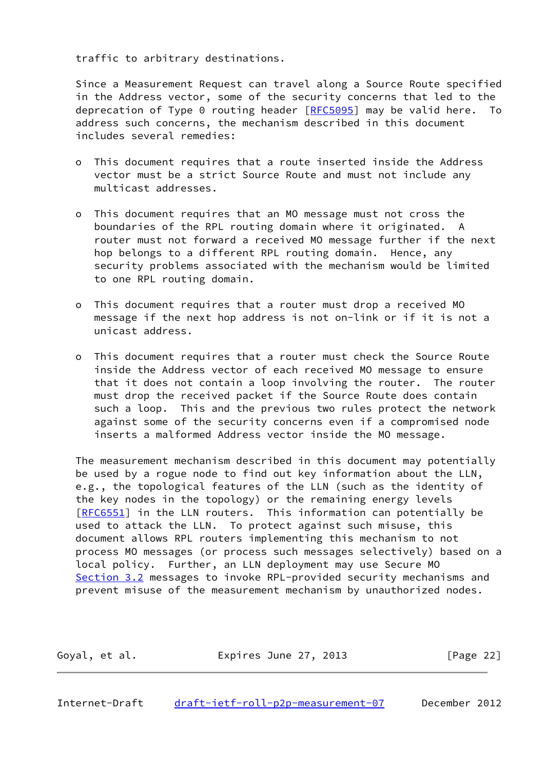traffic to arbitrary destinations.

Since a Measurement Request can travel along a Source Route specified in the Address vector, some of the security concerns that led to the deprecation of Type 0 routing header [RFC5095] may be valid here. To address such concerns, the mechanism described in this document includes several remedies:

- This document requires that a route inserted inside the Address vector must be a strict Source Route and must not include any multicast addresses.

- This document requires that an MO message must not cross the boundaries of the RPL routing domain where it originated. A router must not forward a received MO message further if the next hop belongs to a different RPL routing domain. Hence, any security problems associated with the mechanism would be limited to one RPL routing domain.

- This document requires that a router must drop a received MO message if the next hop address is not on-link or if it is not a unicast address.

- This document requires that a router must check the Source Route inside the Address vector of each received MO message to ensure that it does not contain a loop involving the router. The router must drop the received packet if the Source Route does contain such a loop. This and the previous two rules protect the network against some of the security concerns even if a compromised node inserts a malformed Address vector inside the MO message.

The measurement mechanism described in this document may potentially be used by a rogue node to find out key information about the LLN, e.g., the topological features of the LLN (such as the identity of the key nodes in the topology) or the remaining energy levels [RFC6551] in the LLN routers. This information can potentially be used to attack the LLN. To protect against such misuse, this document allows RPL routers implementing this mechanism to not process MO messages (or process such messages selectively) based on a local policy. Further, an LLN deployment may use Secure MO Section 3.2 messages to invoke RPL-provided security mechanisms and prevent misuse of the measurement mechanism by unauthorized nodes.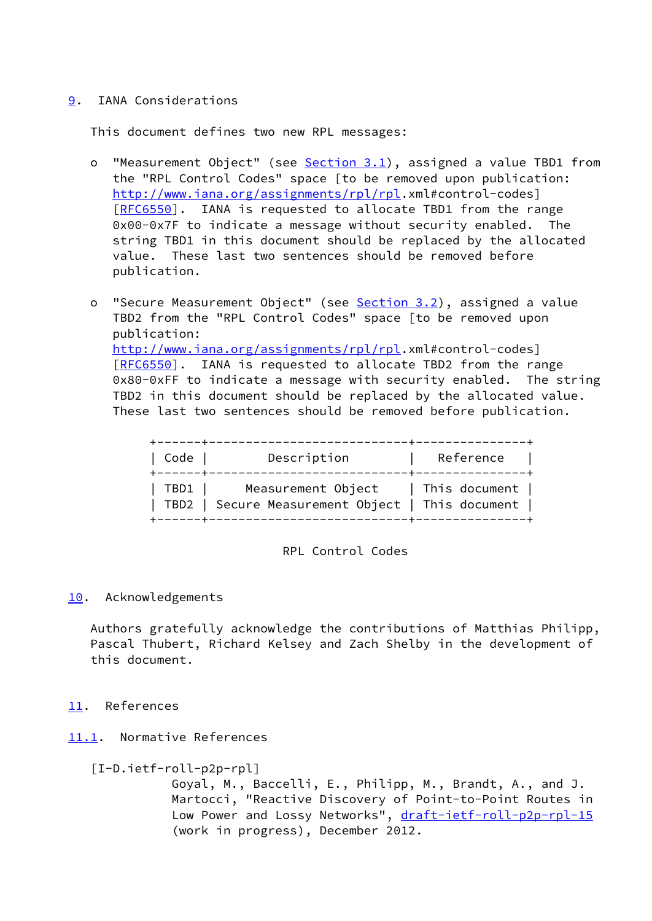## 9. IANA Considerations

This document defines two new RPL messages:

- "Measurement Object" (see Section 3.1), assigned a value TBD1 from the "RPL Control Codes" space [to be removed upon publication: http://www.iana.org/assignments/rpl/rpl.xml#control-codes] [RFC6550]. IANA is requested to allocate TBD1 from the range 0x00-0x7F to indicate a message without security enabled. The string TBD1 in this document should be replaced by the allocated value. These last two sentences should be removed before publication.

- "Secure Measurement Object" (see Section 3.2), assigned a value TBD2 from the "RPL Control Codes" space [to be removed upon publication: http://www.iana.org/assignments/rpl/rpl.xml#control-codes] [RFC6550]. IANA is requested to allocate TBD2 from the range 0x80-0xFF to indicate a message with security enabled. The string TBD2 in this document should be replaced by the allocated value. These last two sentences should be removed before publication.

| Code | Description | Reference |
|---|---|---|
| TBD1 | Measurement Object | This document |
| TBD2 | Secure Measurement Object | This document |

RPL Control Codes

## 10. Acknowledgements

Authors gratefully acknowledge the contributions of Matthias Philipp, Pascal Thubert, Richard Kelsey and Zach Shelby in the development of this document.

## 11. References

### 11.1. Normative References

[I-D.ietf-roll-p2p-rpl]
Goyal, M., Baccelli, E., Philipp, M., Brandt, A., and J. Martocci, "Reactive Discovery of Point-to-Point Routes in Low Power and Lossy Networks", draft-ietf-roll-p2p-rpl-15 (work in progress), December 2012.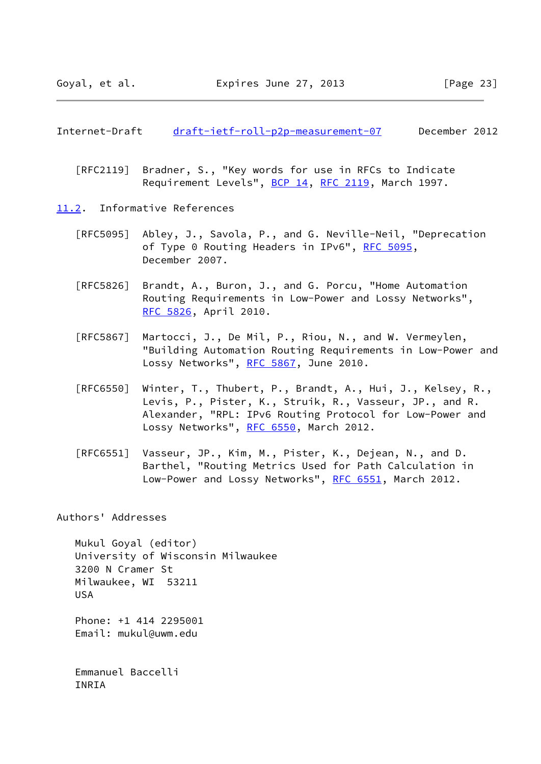[RFC2119] Bradner, S., "Key words for use in RFCs to Indicate Requirement Levels", BCP 14, RFC 2119, March 1997.

### 11.2. Informative References

[RFC5095] Abley, J., Savola, P., and G. Neville-Neil, "Deprecation of Type 0 Routing Headers in IPv6", RFC 5095, December 2007.

[RFC5826] Brandt, A., Buron, J., and G. Porcu, "Home Automation Routing Requirements in Low-Power and Lossy Networks", RFC 5826, April 2010.

[RFC5867] Martocci, J., De Mil, P., Riou, N., and W. Vermeylen, "Building Automation Routing Requirements in Low-Power and Lossy Networks", RFC 5867, June 2010.

[RFC6550] Winter, T., Thubert, P., Brandt, A., Hui, J., Kelsey, R., Levis, P., Pister, K., Struik, R., Vasseur, JP., and R. Alexander, "RPL: IPv6 Routing Protocol for Low-Power and Lossy Networks", RFC 6550, March 2012.

[RFC6551] Vasseur, JP., Kim, M., Pister, K., Dejean, N., and D. Barthel, "Routing Metrics Used for Path Calculation in Low-Power and Lossy Networks", RFC 6551, March 2012.

## Authors' Addresses

Mukul Goyal (editor)
University of Wisconsin Milwaukee
3200 N Cramer St
Milwaukee, WI  53211
USA

Phone: +1 414 2295001
Email: mukul@uwm.edu

Emmanuel Baccelli
INRIA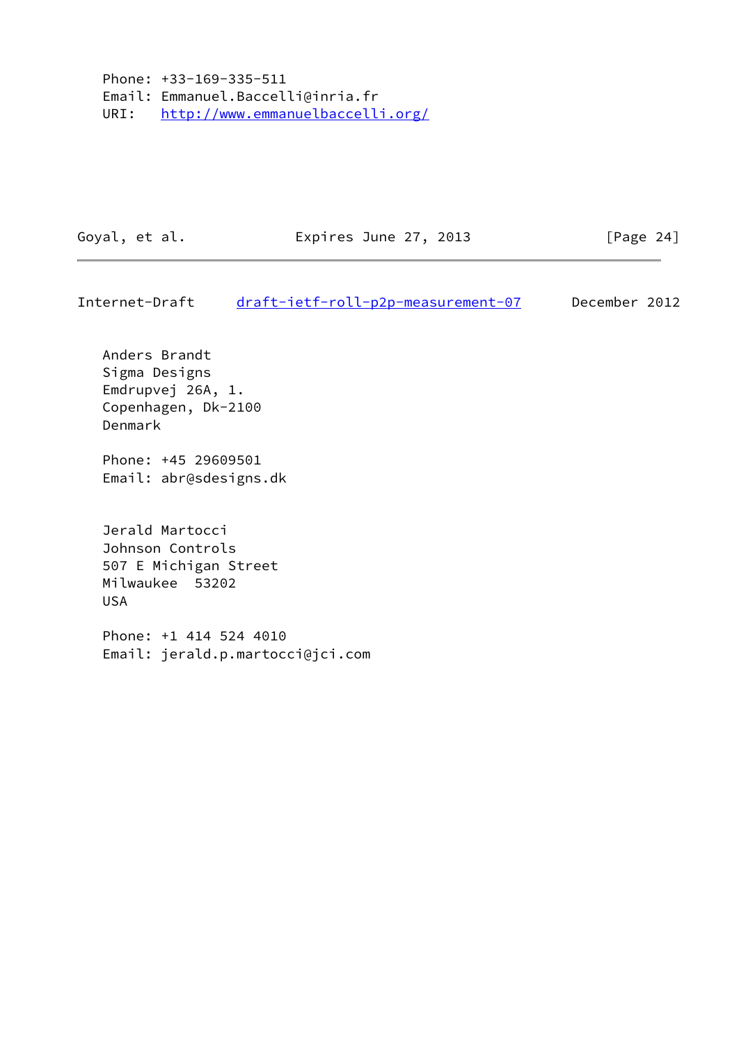Phone: +33-169-335-511
Email: Emmanuel.Baccelli@inria.fr
URI: http://www.emmanuelbaccelli.org/

Anders Brandt
Sigma Designs
Emdrupvej 26A, 1.
Copenhagen, Dk-2100
Denmark

Phone: +45 29609501
Email: abr@sdesigns.dk

Jerald Martocci
Johnson Controls
507 E Michigan Street
Milwaukee 53202
USA

Phone: +1 414 524 4010
Email: jerald.p.martocci@jci.com